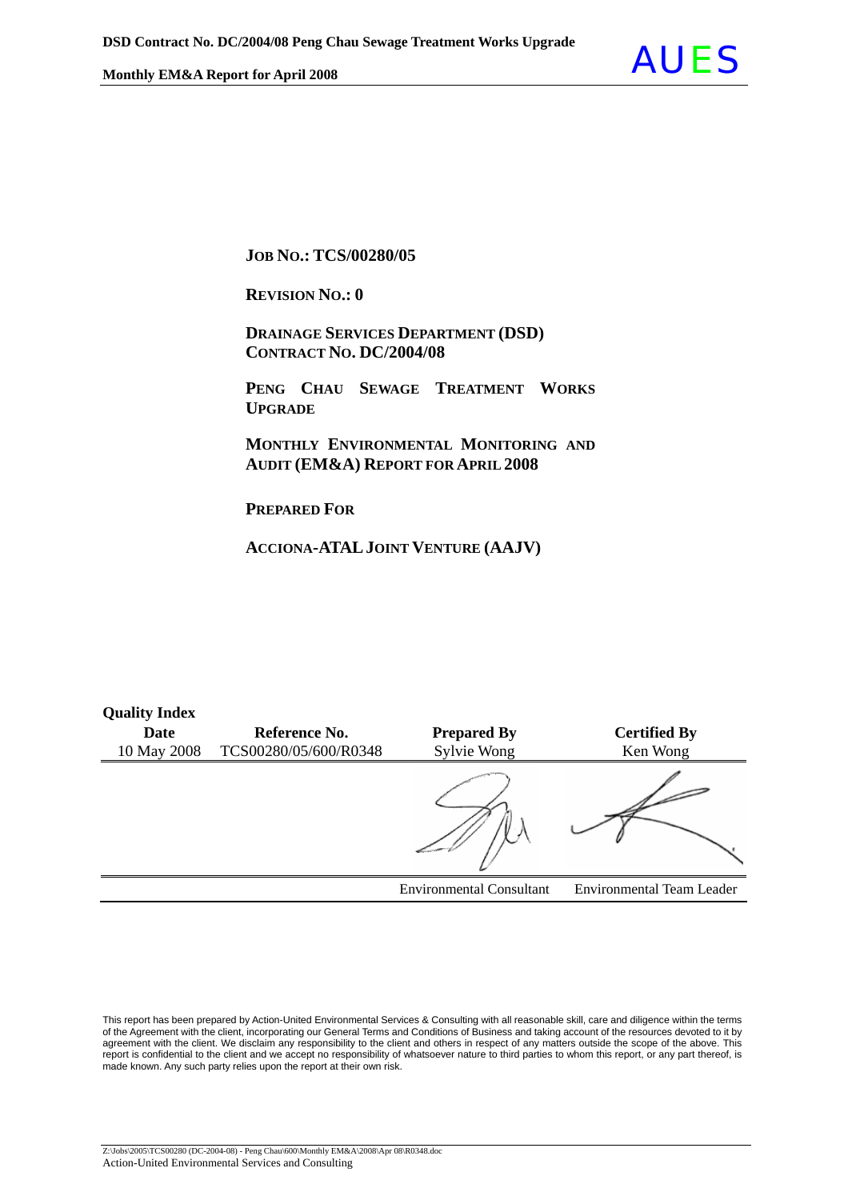**JOB NO.: TCS/00280/05**

**REVISION NO.: 0**

**DRAINAGE SERVICES DEPARTMENT (DSD)**
**CONTRACT NO. DC/2004/08**

**PENG CHAU SEWAGE TREATMENT WORKS UPGRADE**

**MONTHLY ENVIRONMENTAL MONITORING AND AUDIT (EM&A) REPORT FOR APRIL 2008**

**PREPARED FOR**

**ACCIONA-ATAL JOINT VENTURE (AAJV)**

**Quality Index**

| Date | Reference No. | Prepared By | Certified By |
|---|---|---|---|
| 10 May 2008 | TCS00280/05/600/R0348 | Sylvie Wong | Ken Wong |
| | | | |
| | | Environmental Consultant | Environmental Team Leader |

This report has been prepared by Action-United Environmental Services & Consulting with all reasonable skill, care and diligence within the terms of the Agreement with the client, incorporating our General Terms and Conditions of Business and taking account of the resources devoted to it by agreement with the client. We disclaim any responsibility to the client and others in respect of any matters outside the scope of the above. This report is confidential to the client and we accept no responsibility of whatsoever nature to third parties to whom this report, or any part thereof, is made known. Any such party relies upon the report at their own risk.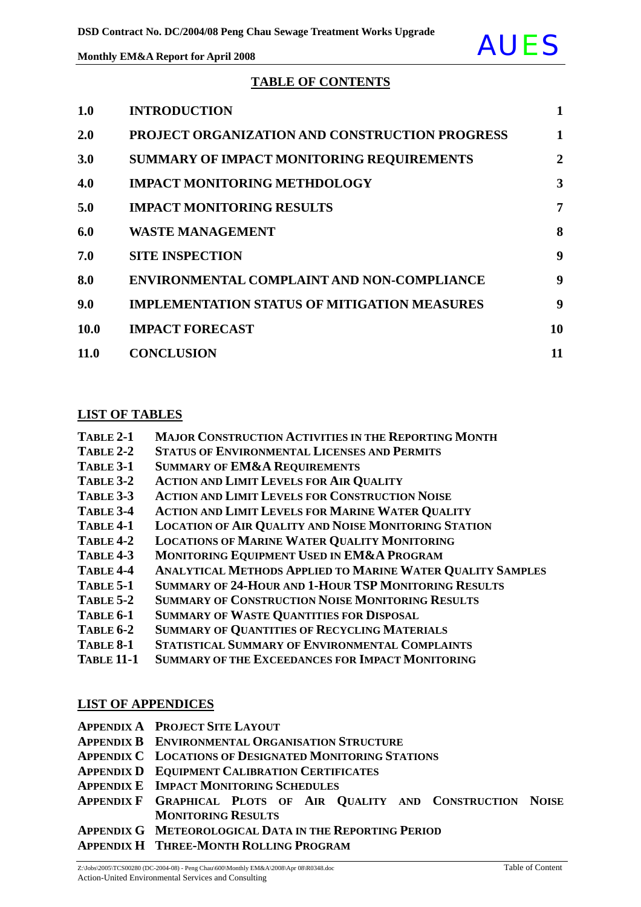## TABLE OF CONTENTS

| | | |
|---|---|---|
| **1.0** | **INTRODUCTION** | **1** |
| **2.0** | **PROJECT ORGANIZATION AND CONSTRUCTION PROGRESS** | **1** |
| **3.0** | **SUMMARY OF IMPACT MONITORING REQUIREMENTS** | **2** |
| **4.0** | **IMPACT MONITORING METHDOLOGY** | **3** |
| **5.0** | **IMPACT MONITORING RESULTS** | **7** |
| **6.0** | **WASTE MANAGEMENT** | **8** |
| **7.0** | **SITE INSPECTION** | **9** |
| **8.0** | **ENVIRONMENTAL COMPLAINT AND NON-COMPLIANCE** | **9** |
| **9.0** | **IMPLEMENTATION STATUS OF MITIGATION MEASURES** | **9** |
| **10.0** | **IMPACT FORECAST** | **10** |
| **11.0** | **CONCLUSION** | **11** |

## LIST OF TABLES

**TABLE 2-1** **MAJOR CONSTRUCTION ACTIVITIES IN THE REPORTING MONTH**
**TABLE 2-2** **STATUS OF ENVIRONMENTAL LICENSES AND PERMITS**
**TABLE 3-1** **SUMMARY OF EM&A REQUIREMENTS**
**TABLE 3-2** **ACTION AND LIMIT LEVELS FOR AIR QUALITY**
**TABLE 3-3** **ACTION AND LIMIT LEVELS FOR CONSTRUCTION NOISE**
**TABLE 3-4** **ACTION AND LIMIT LEVELS FOR MARINE WATER QUALITY**
**TABLE 4-1** **LOCATION OF AIR QUALITY AND NOISE MONITORING STATION**
**TABLE 4-2** **LOCATIONS OF MARINE WATER QUALITY MONITORING**
**TABLE 4-3** **MONITORING EQUIPMENT USED IN EM&A PROGRAM**
**TABLE 4-4** **ANALYTICAL METHODS APPLIED TO MARINE WATER QUALITY SAMPLES**
**TABLE 5-1** **SUMMARY OF 24-HOUR AND 1-HOUR TSP MONITORING RESULTS**
**TABLE 5-2** **SUMMARY OF CONSTRUCTION NOISE MONITORING RESULTS**
**TABLE 6-1** **SUMMARY OF WASTE QUANTITIES FOR DISPOSAL**
**TABLE 6-2** **SUMMARY OF QUANTITIES OF RECYCLING MATERIALS**
**TABLE 8-1** **STATISTICAL SUMMARY OF ENVIRONMENTAL COMPLAINTS**
**TABLE 11-1** **SUMMARY OF THE EXCEEDANCES FOR IMPACT MONITORING**

## LIST OF APPENDICES

**APPENDIX A** **PROJECT SITE LAYOUT**
**APPENDIX B** **ENVIRONMENTAL ORGANISATION STRUCTURE**
**APPENDIX C** **LOCATIONS OF DESIGNATED MONITORING STATIONS**
**APPENDIX D** **EQUIPMENT CALIBRATION CERTIFICATES**
**APPENDIX E** **IMPACT MONITORING SCHEDULES**
**APPENDIX F** **GRAPHICAL PLOTS OF AIR QUALITY AND CONSTRUCTION NOISE MONITORING RESULTS**
**APPENDIX G** **METEOROLOGICAL DATA IN THE REPORTING PERIOD**
**APPENDIX H** **THREE-MONTH ROLLING PROGRAM**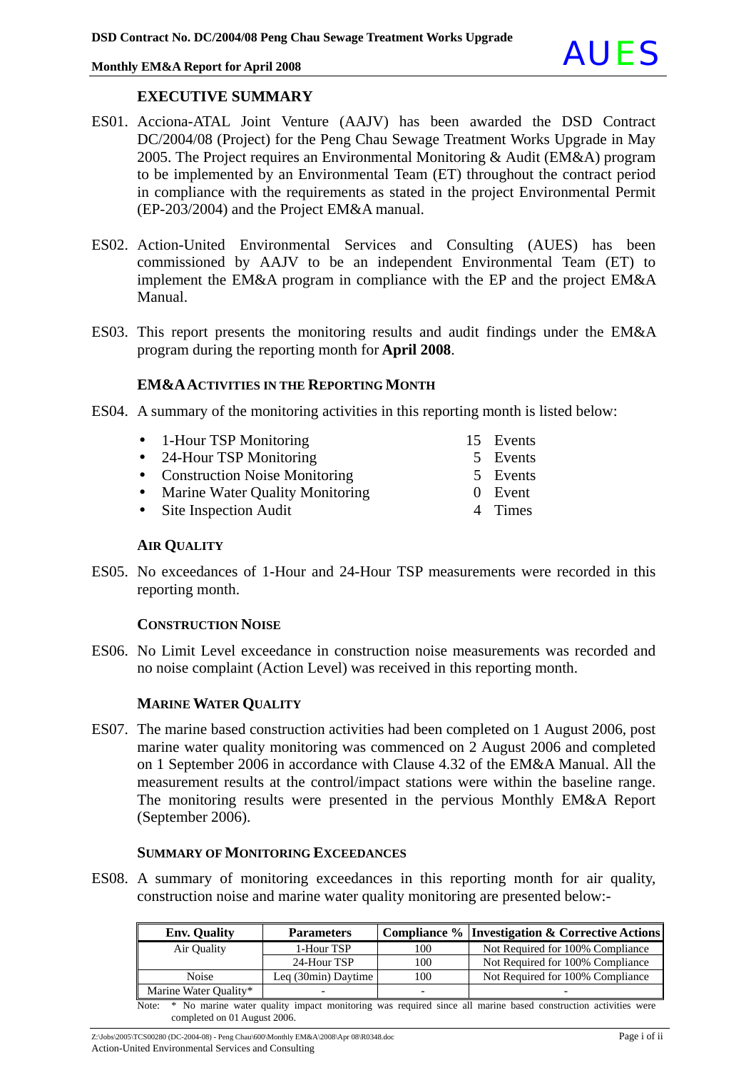## EXECUTIVE SUMMARY

ES01. Acciona-ATAL Joint Venture (AAJV) has been awarded the DSD Contract DC/2004/08 (Project) for the Peng Chau Sewage Treatment Works Upgrade in May 2005. The Project requires an Environmental Monitoring & Audit (EM&A) program to be implemented by an Environmental Team (ET) throughout the contract period in compliance with the requirements as stated in the project Environmental Permit (EP-203/2004) and the Project EM&A manual.

ES02. Action-United Environmental Services and Consulting (AUES) has been commissioned by AAJV to be an independent Environmental Team (ET) to implement the EM&A program in compliance with the EP and the project EM&A Manual.

ES03. This report presents the monitoring results and audit findings under the EM&A program during the reporting month for **April 2008**.

### EM&A ACTIVITIES IN THE REPORTING MONTH

ES04. A summary of the monitoring activities in this reporting month is listed below:

- 1-Hour TSP Monitoring — 15 Events
- 24-Hour TSP Monitoring — 5 Events
- Construction Noise Monitoring — 5 Events
- Marine Water Quality Monitoring — 0 Event
- Site Inspection Audit — 4 Times

### AIR QUALITY

ES05. No exceedances of 1-Hour and 24-Hour TSP measurements were recorded in this reporting month.

### CONSTRUCTION NOISE

ES06. No Limit Level exceedance in construction noise measurements was recorded and no noise complaint (Action Level) was received in this reporting month.

### MARINE WATER QUALITY

ES07. The marine based construction activities had been completed on 1 August 2006, post marine water quality monitoring was commenced on 2 August 2006 and completed on 1 September 2006 in accordance with Clause 4.32 of the EM&A Manual. All the measurement results at the control/impact stations were within the baseline range. The monitoring results were presented in the pervious Monthly EM&A Report (September 2006).

### SUMMARY OF MONITORING EXCEEDANCES

ES08. A summary of monitoring exceedances in this reporting month for air quality, construction noise and marine water quality monitoring are presented below:-

| Env. Quality | Parameters | Compliance % | Investigation & Corrective Actions |
|---|---|---|---|
| Air Quality | 1-Hour TSP | 100 | Not Required for 100% Compliance |
| | 24-Hour TSP | 100 | Not Required for 100% Compliance |
| Noise | Leq (30min) Daytime | 100 | Not Required for 100% Compliance |
| Marine Water Quality* | - | - | - |

Note: * No marine water quality impact monitoring was required since all marine based construction activities were completed on 01 August 2006.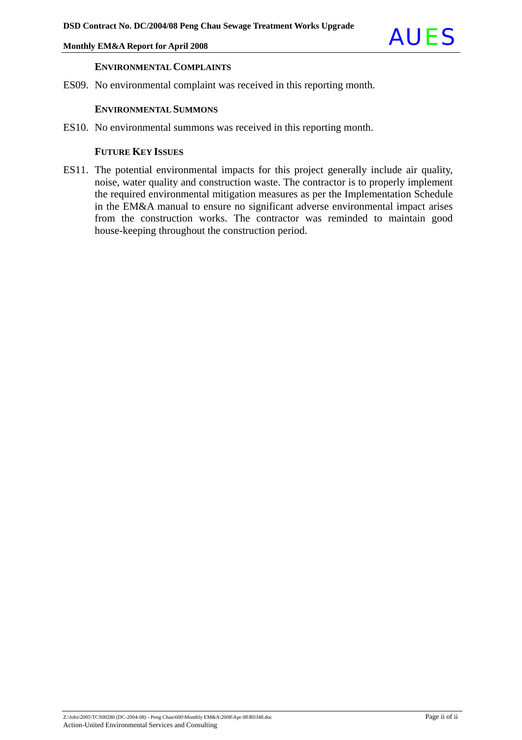### Environmental Complaints

ES09. No environmental complaint was received in this reporting month.

### Environmental Summons

ES10. No environmental summons was received in this reporting month.

### Future Key Issues

ES11. The potential environmental impacts for this project generally include air quality, noise, water quality and construction waste. The contractor is to properly implement the required environmental mitigation measures as per the Implementation Schedule in the EM&A manual to ensure no significant adverse environmental impact arises from the construction works. The contractor was reminded to maintain good house-keeping throughout the construction period.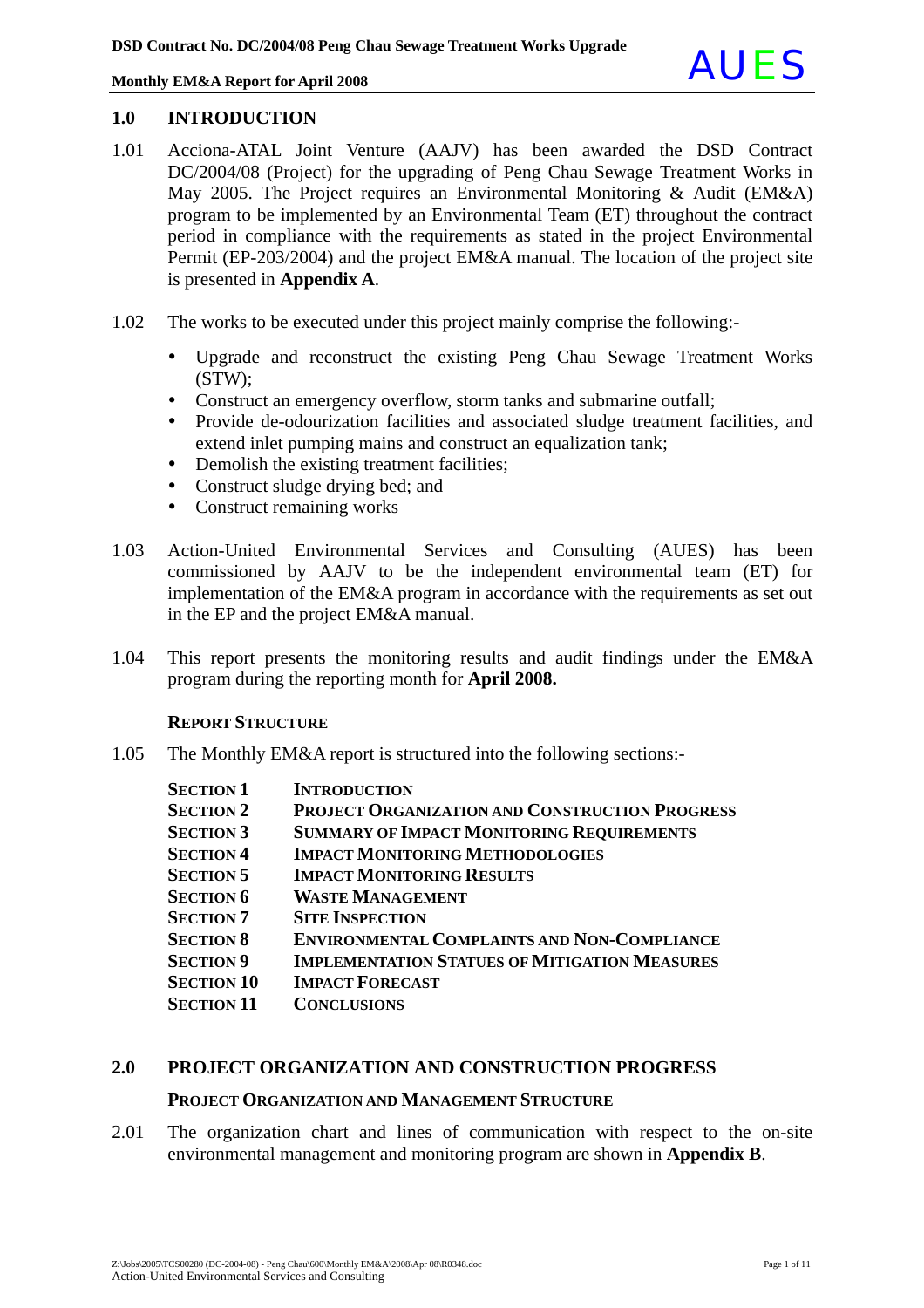## 1.0 INTRODUCTION

1.01 Acciona-ATAL Joint Venture (AAJV) has been awarded the DSD Contract DC/2004/08 (Project) for the upgrading of Peng Chau Sewage Treatment Works in May 2005. The Project requires an Environmental Monitoring & Audit (EM&A) program to be implemented by an Environmental Team (ET) throughout the contract period in compliance with the requirements as stated in the project Environmental Permit (EP-203/2004) and the project EM&A manual. The location of the project site is presented in **Appendix A**.

1.02 The works to be executed under this project mainly comprise the following:-

- Upgrade and reconstruct the existing Peng Chau Sewage Treatment Works (STW);
- Construct an emergency overflow, storm tanks and submarine outfall;
- Provide de-odourization facilities and associated sludge treatment facilities, and extend inlet pumping mains and construct an equalization tank;
- Demolish the existing treatment facilities;
- Construct sludge drying bed; and
- Construct remaining works

1.03 Action-United Environmental Services and Consulting (AUES) has been commissioned by AAJV to be the independent environmental team (ET) for implementation of the EM&A program in accordance with the requirements as set out in the EP and the project EM&A manual.

1.04 This report presents the monitoring results and audit findings under the EM&A program during the reporting month for **April 2008.**

### REPORT STRUCTURE

1.05 The Monthly EM&A report is structured into the following sections:-

| | |
|---|---|
| **SECTION 1** | **INTRODUCTION** |
| **SECTION 2** | **PROJECT ORGANIZATION AND CONSTRUCTION PROGRESS** |
| **SECTION 3** | **SUMMARY OF IMPACT MONITORING REQUIREMENTS** |
| **SECTION 4** | **IMPACT MONITORING METHODOLOGIES** |
| **SECTION 5** | **IMPACT MONITORING RESULTS** |
| **SECTION 6** | **WASTE MANAGEMENT** |
| **SECTION 7** | **SITE INSPECTION** |
| **SECTION 8** | **ENVIRONMENTAL COMPLAINTS AND NON-COMPLIANCE** |
| **SECTION 9** | **IMPLEMENTATION STATUES OF MITIGATION MEASURES** |
| **SECTION 10** | **IMPACT FORECAST** |
| **SECTION 11** | **CONCLUSIONS** |

## 2.0 PROJECT ORGANIZATION AND CONSTRUCTION PROGRESS

### PROJECT ORGANIZATION AND MANAGEMENT STRUCTURE

2.01 The organization chart and lines of communication with respect to the on-site environmental management and monitoring program are shown in **Appendix B**.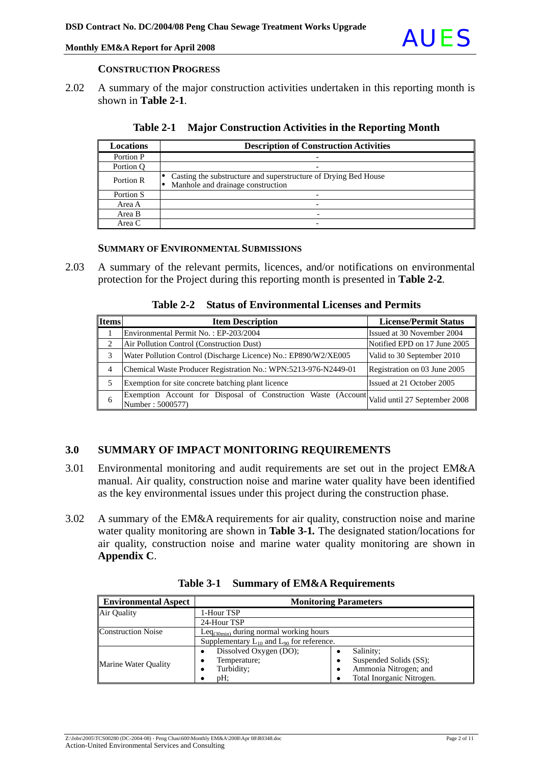**CONSTRUCTION PROGRESS**

2.02 A summary of the major construction activities undertaken in this reporting month is shown in **Table 2-1**.

**Table 2-1 Major Construction Activities in the Reporting Month**

| Locations | Description of Construction Activities |
|---|---|
| Portion P | - |
| Portion Q | - |
| Portion R | • Casting the substructure and superstructure of Drying Bed House<br>• Manhole and drainage construction |
| Portion S | - |
| Area A | - |
| Area B | - |
| Area C | - |

**SUMMARY OF ENVIRONMENTAL SUBMISSIONS**

2.03 A summary of the relevant permits, licences, and/or notifications on environmental protection for the Project during this reporting month is presented in **Table 2-2**.

**Table 2-2 Status of Environmental Licenses and Permits**

| Items | Item Description | License/Permit Status |
|---|---|---|
| 1 | Environmental Permit No. : EP-203/2004 | Issued at 30 November 2004 |
| 2 | Air Pollution Control (Construction Dust) | Notified EPD on 17 June 2005 |
| 3 | Water Pollution Control (Discharge Licence) No.: EP890/W2/XE005 | Valid to 30 September 2010 |
| 4 | Chemical Waste Producer Registration No.: WPN:5213-976-N2449-01 | Registration on 03 June 2005 |
| 5 | Exemption for site concrete batching plant licence | Issued at 21 October 2005 |
| 6 | Exemption Account for Disposal of Construction Waste (Account Number : 5000577) | Valid until 27 September 2008 |

## 3.0 SUMMARY OF IMPACT MONITORING REQUIREMENTS

3.01 Environmental monitoring and audit requirements are set out in the project EM&A manual. Air quality, construction noise and marine water quality have been identified as the key environmental issues under this project during the construction phase.

3.02 A summary of the EM&A requirements for air quality, construction noise and marine water quality monitoring are shown in **Table 3-1.** The designated station/locations for air quality, construction noise and marine water quality monitoring are shown in **Appendix C**.

**Table 3-1 Summary of EM&A Requirements**

| Environmental Aspect | Monitoring Parameters | |
|---|---|---|
| Air Quality | 1-Hour TSP | |
| | 24-Hour TSP | |
| Construction Noise | $Leq_{(30min)}$ during normal working hours | |
| | Supplementary $L_{10}$ and $L_{90}$ for reference. | |
| Marine Water Quality | • Dissolved Oxygen (DO);<br>• Temperature;<br>• Turbidity;<br>• pH; | • Salinity;<br>• Suspended Solids (SS);<br>• Ammonia Nitrogen; and<br>• Total Inorganic Nitrogen. |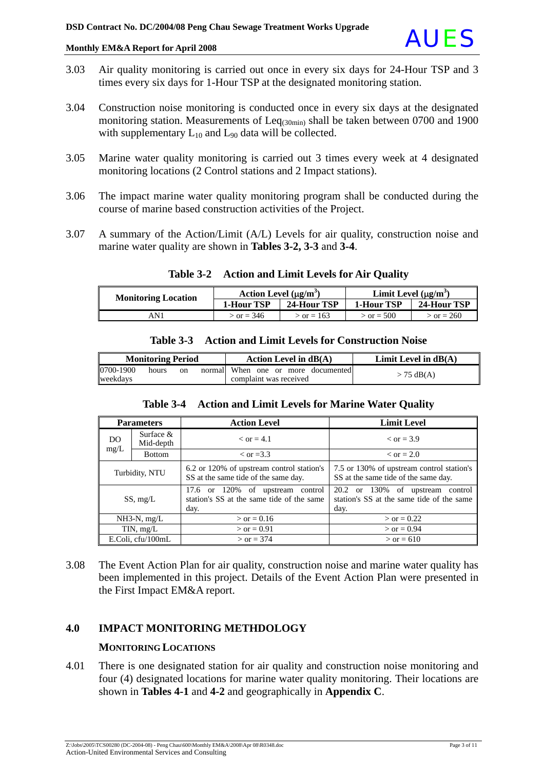3.03 Air quality monitoring is carried out once in every six days for 24-Hour TSP and 3 times every six days for 1-Hour TSP at the designated monitoring station.

3.04 Construction noise monitoring is conducted once in every six days at the designated monitoring station. Measurements of $Leq_{(30min)}$ shall be taken between 0700 and 1900 with supplementary $L_{10}$ and $L_{90}$ data will be collected.

3.05 Marine water quality monitoring is carried out 3 times every week at 4 designated monitoring locations (2 Control stations and 2 Impact stations).

3.06 The impact marine water quality monitoring program shall be conducted during the course of marine based construction activities of the Project.

3.07 A summary of the Action/Limit (A/L) Levels for air quality, construction noise and marine water quality are shown in **Tables 3-2, 3-3** and **3-4**.

**Table 3-2 Action and Limit Levels for Air Quality**

| Monitoring Location | Action Level (μg/m$^3$) | | Limit Level (μg/m$^3$) | |
|---|---|---|---|---|
| | 1-Hour TSP | 24-Hour TSP | 1-Hour TSP | 24-Hour TSP |
| AN1 | > or = 346 | > or = 163 | > or = 500 | > or = 260 |

**Table 3-3 Action and Limit Levels for Construction Noise**

| Monitoring Period | Action Level in dB(A) | Limit Level in dB(A) |
|---|---|---|
| 0700-1900 hours on normal weekdays | When one or more documented complaint was received | > 75 dB(A) |

**Table 3-4 Action and Limit Levels for Marine Water Quality**

| Parameters | | Action Level | Limit Level |
|---|---|---|---|
| DO mg/L | Surface & Mid-depth | < or = 4.1 | < or = 3.9 |
| | Bottom | < or =3.3 | < or = 2.0 |
| Turbidity, NTU | | 6.2 or 120% of upstream control station's SS at the same tide of the same day. | 7.5 or 130% of upstream control station's SS at the same tide of the same day. |
| SS, mg/L | | 17.6 or 120% of upstream control station's SS at the same tide of the same day. | 20.2 or 130% of upstream control station's SS at the same tide of the same day. |
| NH3-N, mg/L | | > or = 0.16 | > or = 0.22 |
| TIN, mg/L | | > or = 0.91 | > or = 0.94 |
| E.Coli, cfu/100mL | | > or = 374 | > or = 610 |

3.08 The Event Action Plan for air quality, construction noise and marine water quality has been implemented in this project. Details of the Event Action Plan were presented in the First Impact EM&A report.

## 4.0 IMPACT MONITORING METHDOLOGY

### MONITORING LOCATIONS

4.01 There is one designated station for air quality and construction noise monitoring and four (4) designated locations for marine water quality monitoring. Their locations are shown in **Tables 4-1** and **4-2** and geographically in **Appendix C**.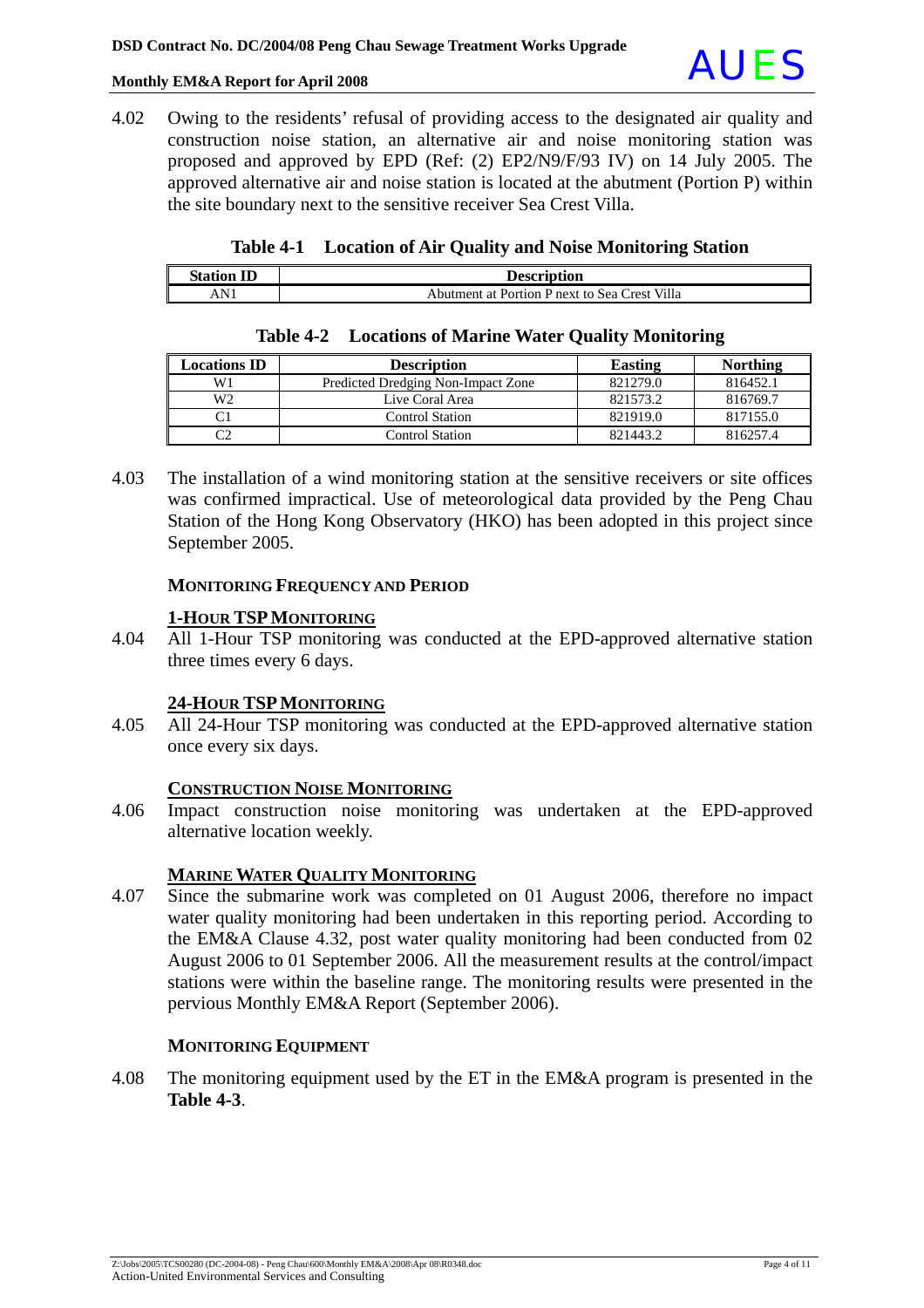4.02 Owing to the residents' refusal of providing access to the designated air quality and construction noise station, an alternative air and noise monitoring station was proposed and approved by EPD (Ref: (2) EP2/N9/F/93 IV) on 14 July 2005. The approved alternative air and noise station is located at the abutment (Portion P) within the site boundary next to the sensitive receiver Sea Crest Villa.

**Table 4-1 Location of Air Quality and Noise Monitoring Station**

| Station ID | Description |
|---|---|
| AN1 | Abutment at Portion P next to Sea Crest Villa |

**Table 4-2 Locations of Marine Water Quality Monitoring**

| Locations ID | Description | Easting | Northing |
|---|---|---|---|
| W1 | Predicted Dredging Non-Impact Zone | 821279.0 | 816452.1 |
| W2 | Live Coral Area | 821573.2 | 816769.7 |
| C1 | Control Station | 821919.0 | 817155.0 |
| C2 | Control Station | 821443.2 | 816257.4 |

4.03 The installation of a wind monitoring station at the sensitive receivers or site offices was confirmed impractical. Use of meteorological data provided by the Peng Chau Station of the Hong Kong Observatory (HKO) has been adopted in this project since September 2005.

### MONITORING FREQUENCY AND PERIOD

#### 1-HOUR TSP MONITORING

4.04 All 1-Hour TSP monitoring was conducted at the EPD-approved alternative station three times every 6 days.

#### 24-HOUR TSP MONITORING

4.05 All 24-Hour TSP monitoring was conducted at the EPD-approved alternative station once every six days.

#### CONSTRUCTION NOISE MONITORING

4.06 Impact construction noise monitoring was undertaken at the EPD-approved alternative location weekly.

#### MARINE WATER QUALITY MONITORING

4.07 Since the submarine work was completed on 01 August 2006, therefore no impact water quality monitoring had been undertaken in this reporting period. According to the EM&A Clause 4.32, post water quality monitoring had been conducted from 02 August 2006 to 01 September 2006. All the measurement results at the control/impact stations were within the baseline range. The monitoring results were presented in the pervious Monthly EM&A Report (September 2006).

### MONITORING EQUIPMENT

4.08 The monitoring equipment used by the ET in the EM&A program is presented in the **Table 4-3**.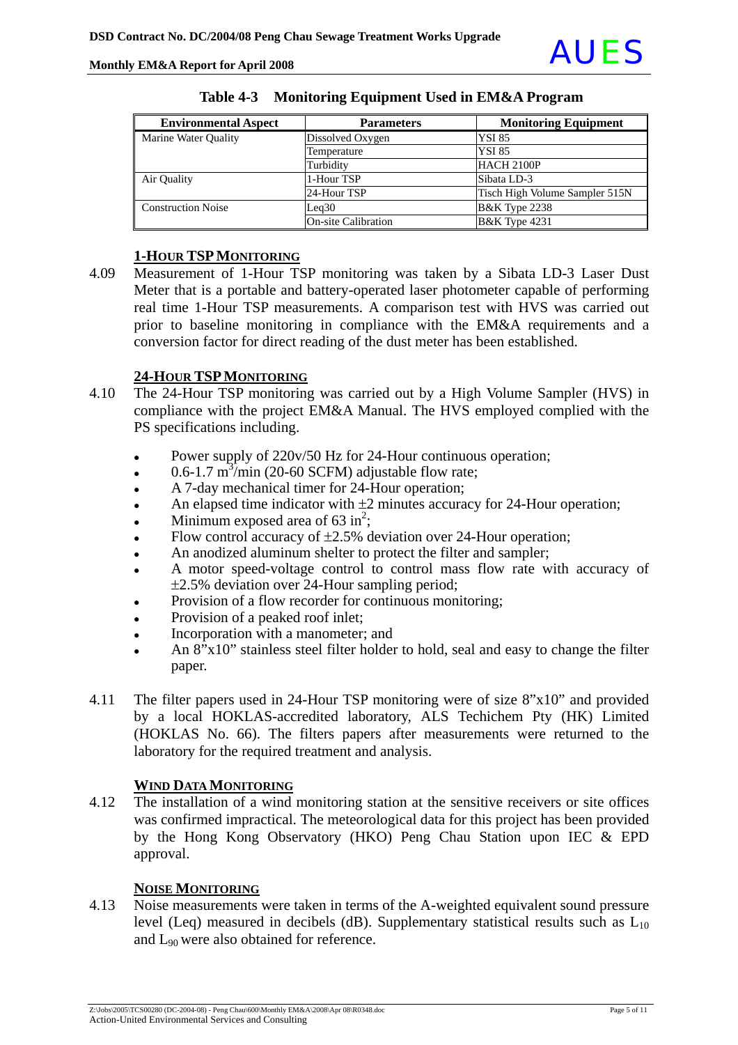### Table 4-3 Monitoring Equipment Used in EM&A Program

| Environmental Aspect | Parameters | Monitoring Equipment |
|---|---|---|
| Marine Water Quality | Dissolved Oxygen | YSI 85 |
| | Temperature | YSI 85 |
| | Turbidity | HACH 2100P |
| Air Quality | 1-Hour TSP | Sibata LD-3 |
| | 24-Hour TSP | Tisch High Volume Sampler 515N |
| Construction Noise | Leq30 | B&K Type 2238 |
| | On-site Calibration | B&K Type 4231 |

#### 1-HOUR TSP MONITORING

4.09 Measurement of 1-Hour TSP monitoring was taken by a Sibata LD-3 Laser Dust Meter that is a portable and battery-operated laser photometer capable of performing real time 1-Hour TSP measurements. A comparison test with HVS was carried out prior to baseline monitoring in compliance with the EM&A requirements and a conversion factor for direct reading of the dust meter has been established.

#### 24-HOUR TSP MONITORING

4.10 The 24-Hour TSP monitoring was carried out by a High Volume Sampler (HVS) in compliance with the project EM&A Manual. The HVS employed complied with the PS specifications including.

- Power supply of 220v/50 Hz for 24-Hour continuous operation;
- 0.6-1.7 $m^3$/min (20-60 SCFM) adjustable flow rate;
- A 7-day mechanical timer for 24-Hour operation;
- An elapsed time indicator with ±2 minutes accuracy for 24-Hour operation;
- Minimum exposed area of 63 $in^2$;
- Flow control accuracy of ±2.5% deviation over 24-Hour operation;
- An anodized aluminum shelter to protect the filter and sampler;
- A motor speed-voltage control to control mass flow rate with accuracy of ±2.5% deviation over 24-Hour sampling period;
- Provision of a flow recorder for continuous monitoring;
- Provision of a peaked roof inlet;
- Incorporation with a manometer; and
- An 8"x10" stainless steel filter holder to hold, seal and easy to change the filter paper.

4.11 The filter papers used in 24-Hour TSP monitoring were of size 8"x10" and provided by a local HOKLAS-accredited laboratory, ALS Techichem Pty (HK) Limited (HOKLAS No. 66). The filters papers after measurements were returned to the laboratory for the required treatment and analysis.

#### WIND DATA MONITORING

4.12 The installation of a wind monitoring station at the sensitive receivers or site offices was confirmed impractical. The meteorological data for this project has been provided by the Hong Kong Observatory (HKO) Peng Chau Station upon IEC & EPD approval.

#### NOISE MONITORING

4.13 Noise measurements were taken in terms of the A-weighted equivalent sound pressure level (Leq) measured in decibels (dB). Supplementary statistical results such as $L_{10}$ and $L_{90}$ were also obtained for reference.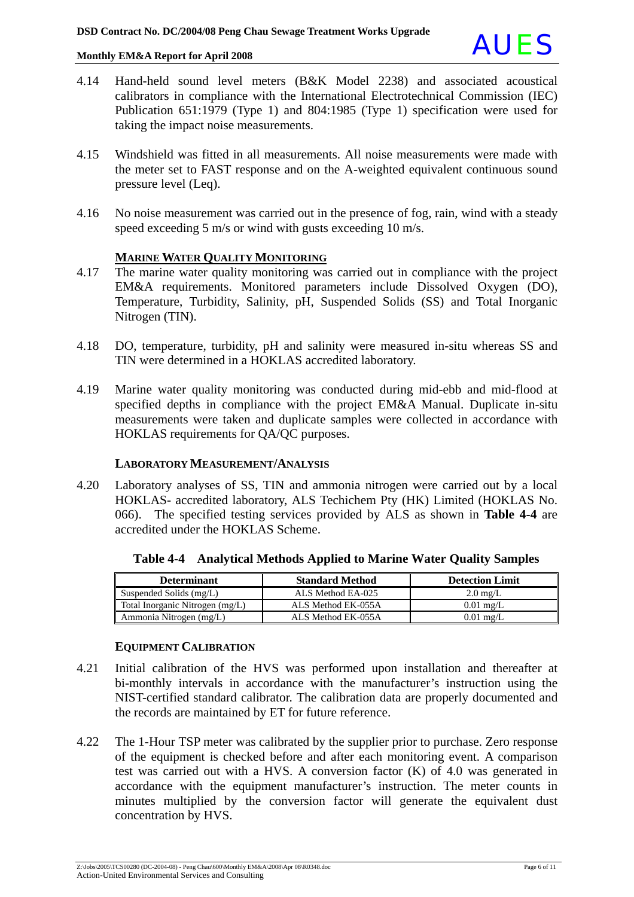4.14 Hand-held sound level meters (B&K Model 2238) and associated acoustical calibrators in compliance with the International Electrotechnical Commission (IEC) Publication 651:1979 (Type 1) and 804:1985 (Type 1) specification were used for taking the impact noise measurements.

4.15 Windshield was fitted in all measurements. All noise measurements were made with the meter set to FAST response and on the A-weighted equivalent continuous sound pressure level (Leq).

4.16 No noise measurement was carried out in the presence of fog, rain, wind with a steady speed exceeding 5 m/s or wind with gusts exceeding 10 m/s.

### MARINE WATER QUALITY MONITORING

4.17 The marine water quality monitoring was carried out in compliance with the project EM&A requirements. Monitored parameters include Dissolved Oxygen (DO), Temperature, Turbidity, Salinity, pH, Suspended Solids (SS) and Total Inorganic Nitrogen (TIN).

4.18 DO, temperature, turbidity, pH and salinity were measured in-situ whereas SS and TIN were determined in a HOKLAS accredited laboratory.

4.19 Marine water quality monitoring was conducted during mid-ebb and mid-flood at specified depths in compliance with the project EM&A Manual. Duplicate in-situ measurements were taken and duplicate samples were collected in accordance with HOKLAS requirements for QA/QC purposes.

### LABORATORY MEASUREMENT/ANALYSIS

4.20 Laboratory analyses of SS, TIN and ammonia nitrogen were carried out by a local HOKLAS- accredited laboratory, ALS Techichem Pty (HK) Limited (HOKLAS No. 066). The specified testing services provided by ALS as shown in **Table 4-4** are accredited under the HOKLAS Scheme.

**Table 4-4 Analytical Methods Applied to Marine Water Quality Samples**

| Determinant | Standard Method | Detection Limit |
|---|---|---|
| Suspended Solids (mg/L) | ALS Method EA-025 | 2.0 mg/L |
| Total Inorganic Nitrogen (mg/L) | ALS Method EK-055A | 0.01 mg/L |
| Ammonia Nitrogen (mg/L) | ALS Method EK-055A | 0.01 mg/L |

### EQUIPMENT CALIBRATION

4.21 Initial calibration of the HVS was performed upon installation and thereafter at bi-monthly intervals in accordance with the manufacturer's instruction using the NIST-certified standard calibrator. The calibration data are properly documented and the records are maintained by ET for future reference.

4.22 The 1-Hour TSP meter was calibrated by the supplier prior to purchase. Zero response of the equipment is checked before and after each monitoring event. A comparison test was carried out with a HVS. A conversion factor (K) of 4.0 was generated in accordance with the equipment manufacturer's instruction. The meter counts in minutes multiplied by the conversion factor will generate the equivalent dust concentration by HVS.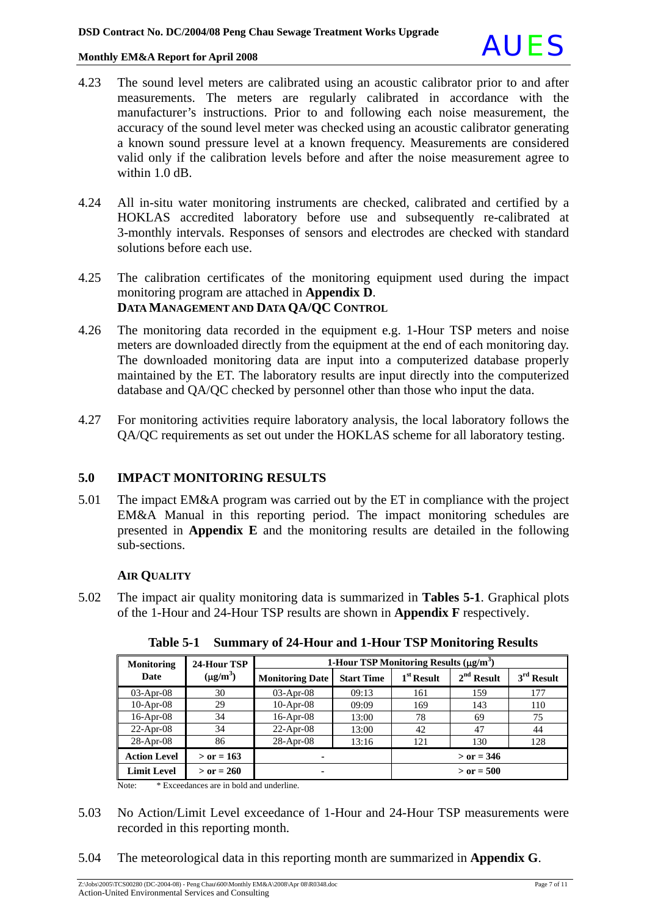4.23 The sound level meters are calibrated using an acoustic calibrator prior to and after measurements. The meters are regularly calibrated in accordance with the manufacturer's instructions. Prior to and following each noise measurement, the accuracy of the sound level meter was checked using an acoustic calibrator generating a known sound pressure level at a known frequency. Measurements are considered valid only if the calibration levels before and after the noise measurement agree to within 1.0 dB.

4.24 All in-situ water monitoring instruments are checked, calibrated and certified by a HOKLAS accredited laboratory before use and subsequently re-calibrated at 3-monthly intervals. Responses of sensors and electrodes are checked with standard solutions before each use.

4.25 The calibration certificates of the monitoring equipment used during the impact monitoring program are attached in **Appendix D**.

### DATA MANAGEMENT AND DATA QA/QC CONTROL

4.26 The monitoring data recorded in the equipment e.g. 1-Hour TSP meters and noise meters are downloaded directly from the equipment at the end of each monitoring day. The downloaded monitoring data are input into a computerized database properly maintained by the ET. The laboratory results are input directly into the computerized database and QA/QC checked by personnel other than those who input the data.

4.27 For monitoring activities require laboratory analysis, the local laboratory follows the QA/QC requirements as set out under the HOKLAS scheme for all laboratory testing.

## 5.0 IMPACT MONITORING RESULTS

5.01 The impact EM&A program was carried out by the ET in compliance with the project EM&A Manual in this reporting period. The impact monitoring schedules are presented in **Appendix E** and the monitoring results are detailed in the following sub-sections.

### AIR QUALITY

5.02 The impact air quality monitoring data is summarized in **Tables 5-1**. Graphical plots of the 1-Hour and 24-Hour TSP results are shown in **Appendix F** respectively.

**Table 5-1 Summary of 24-Hour and 1-Hour TSP Monitoring Results**

| Monitoring Date | 24-Hour TSP ($\mu g/m^3$) | 1-Hour TSP Monitoring Results ($\mu g/m^3$) | | | | |
|---|---|---|---|---|---|---|
| | | Monitoring Date | Start Time | 1st Result | 2nd Result | 3rd Result |
| 03-Apr-08 | 30 | 03-Apr-08 | 09:13 | 161 | 159 | 177 |
| 10-Apr-08 | 29 | 10-Apr-08 | 09:09 | 169 | 143 | 110 |
| 16-Apr-08 | 34 | 16-Apr-08 | 13:00 | 78 | 69 | 75 |
| 22-Apr-08 | 34 | 22-Apr-08 | 13:00 | 42 | 47 | 44 |
| 28-Apr-08 | 86 | 28-Apr-08 | 13:16 | 121 | 130 | 128 |
| **Action Level** | **> or = 163** | - | | **> or = 346** | | |
| **Limit Level** | **> or = 260** | - | | **> or = 500** | | |

Note: * Exceedances are in bold and underline.

5.03 No Action/Limit Level exceedance of 1-Hour and 24-Hour TSP measurements were recorded in this reporting month.

5.04 The meteorological data in this reporting month are summarized in **Appendix G**.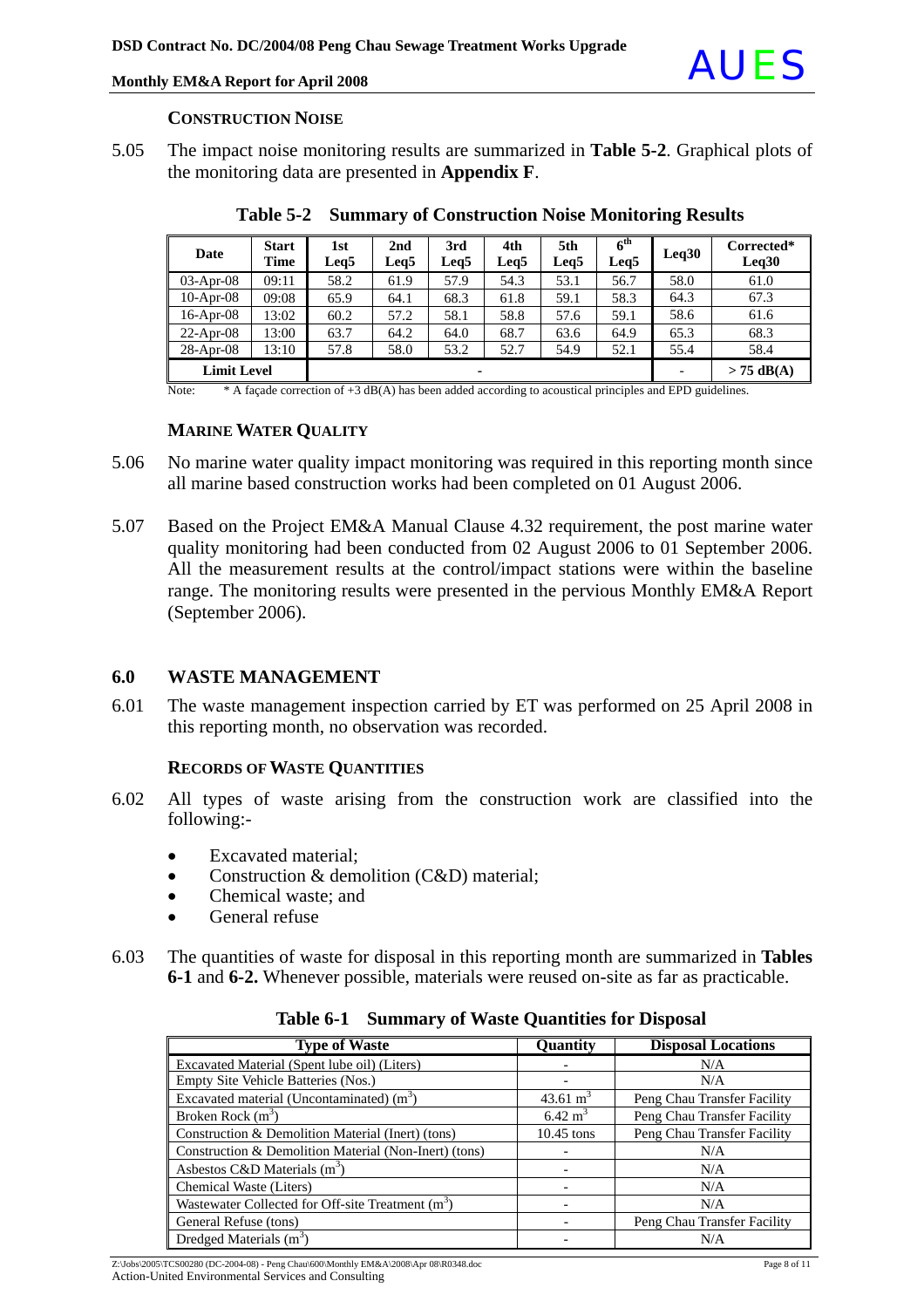### CONSTRUCTION NOISE

5.05 The impact noise monitoring results are summarized in **Table 5-2**. Graphical plots of the monitoring data are presented in **Appendix F**.

**Table 5-2 Summary of Construction Noise Monitoring Results**

| Date | Start Time | 1st Leq5 | 2nd Leq5 | 3rd Leq5 | 4th Leq5 | 5th Leq5 | 6th Leq5 | Leq30 | Corrected* Leq30 |
|---|---|---|---|---|---|---|---|---|---|
| 03-Apr-08 | 09:11 | 58.2 | 61.9 | 57.9 | 54.3 | 53.1 | 56.7 | 58.0 | 61.0 |
| 10-Apr-08 | 09:08 | 65.9 | 64.1 | 68.3 | 61.8 | 59.1 | 58.3 | 64.3 | 67.3 |
| 16-Apr-08 | 13:02 | 60.2 | 57.2 | 58.1 | 58.8 | 57.6 | 59.1 | 58.6 | 61.6 |
| 22-Apr-08 | 13:00 | 63.7 | 64.2 | 64.0 | 68.7 | 63.6 | 64.9 | 65.3 | 68.3 |
| 28-Apr-08 | 13:10 | 57.8 | 58.0 | 53.2 | 52.7 | 54.9 | 52.1 | 55.4 | 58.4 |
| **Limit Level** | | - | | | | | | - | **> 75 dB(A)** |

Note: * A façade correction of +3 dB(A) has been added according to acoustical principles and EPD guidelines.

### MARINE WATER QUALITY

5.06 No marine water quality impact monitoring was required in this reporting month since all marine based construction works had been completed on 01 August 2006.

5.07 Based on the Project EM&A Manual Clause 4.32 requirement, the post marine water quality monitoring had been conducted from 02 August 2006 to 01 September 2006. All the measurement results at the control/impact stations were within the baseline range. The monitoring results were presented in the pervious Monthly EM&A Report (September 2006).

## 6.0 WASTE MANAGEMENT

6.01 The waste management inspection carried by ET was performed on 25 April 2008 in this reporting month, no observation was recorded.

### RECORDS OF WASTE QUANTITIES

6.02 All types of waste arising from the construction work are classified into the following:-

- Excavated material;
- Construction & demolition (C&D) material;
- Chemical waste; and
- General refuse

6.03 The quantities of waste for disposal in this reporting month are summarized in **Tables 6-1** and **6-2.** Whenever possible, materials were reused on-site as far as practicable.

**Table 6-1 Summary of Waste Quantities for Disposal**

| Type of Waste | Quantity | Disposal Locations |
|---|---|---|
| Excavated Material (Spent lube oil) (Liters) | - | N/A |
| Empty Site Vehicle Batteries (Nos.) | - | N/A |
| Excavated material (Uncontaminated) ($m^3$) | 43.61 $m^3$ | Peng Chau Transfer Facility |
| Broken Rock ($m^3$) | 6.42 $m^3$ | Peng Chau Transfer Facility |
| Construction & Demolition Material (Inert) (tons) | 10.45 tons | Peng Chau Transfer Facility |
| Construction & Demolition Material (Non-Inert) (tons) | - | N/A |
| Asbestos C&D Materials ($m^3$) | - | N/A |
| Chemical Waste (Liters) | - | N/A |
| Wastewater Collected for Off-site Treatment ($m^3$) | - | N/A |
| General Refuse (tons) | - | Peng Chau Transfer Facility |
| Dredged Materials ($m^3$) | - | N/A |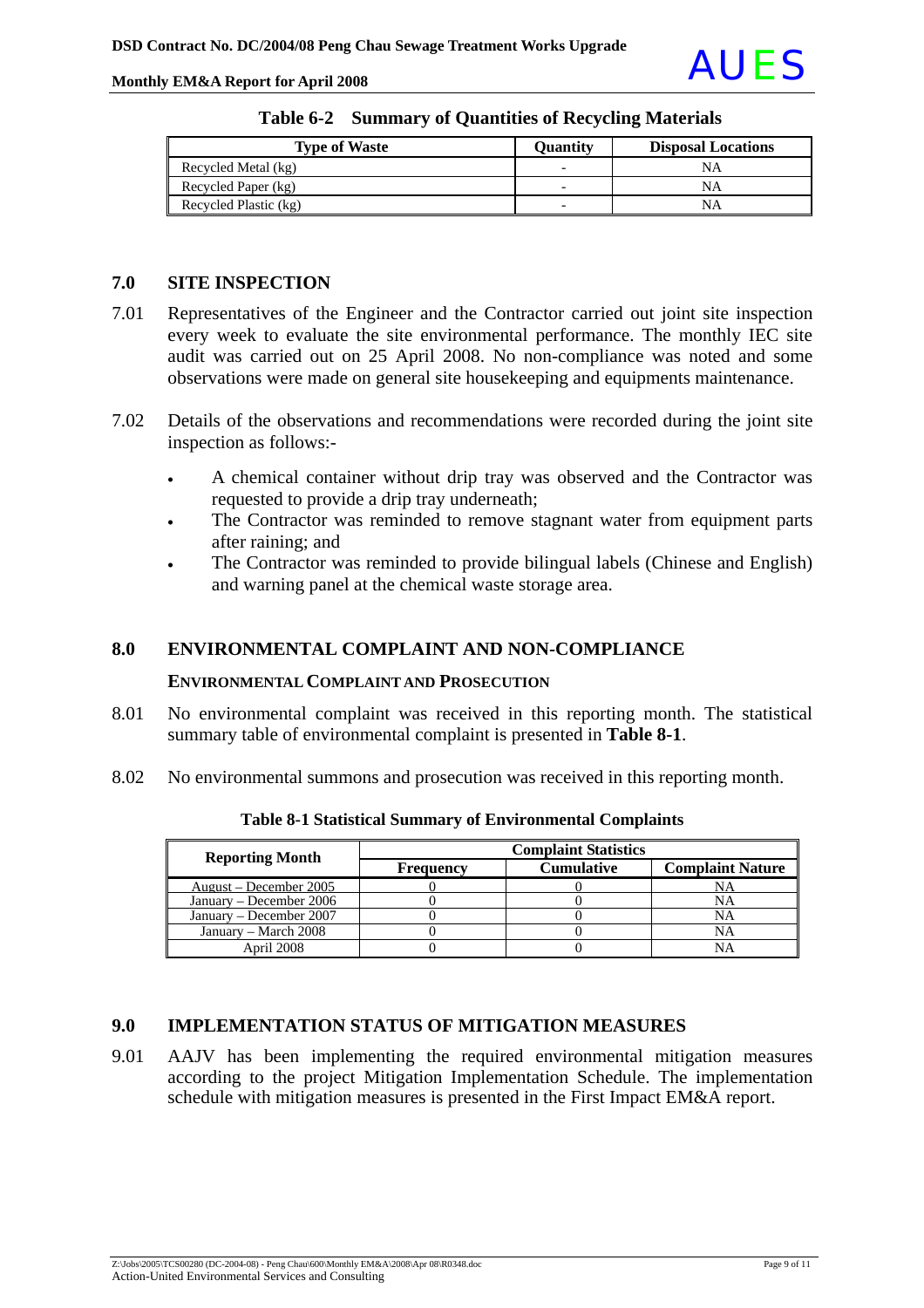**Table 6-2 Summary of Quantities of Recycling Materials**

| Type of Waste | Quantity | Disposal Locations |
|---|---|---|
| Recycled Metal (kg) | - | NA |
| Recycled Paper (kg) | - | NA |
| Recycled Plastic (kg) | - | NA |

## 7.0 SITE INSPECTION

7.01 Representatives of the Engineer and the Contractor carried out joint site inspection every week to evaluate the site environmental performance. The monthly IEC site audit was carried out on 25 April 2008. No non-compliance was noted and some observations were made on general site housekeeping and equipments maintenance.

7.02 Details of the observations and recommendations were recorded during the joint site inspection as follows:-

- A chemical container without drip tray was observed and the Contractor was requested to provide a drip tray underneath;
- The Contractor was reminded to remove stagnant water from equipment parts after raining; and
- The Contractor was reminded to provide bilingual labels (Chinese and English) and warning panel at the chemical waste storage area.

## 8.0 ENVIRONMENTAL COMPLAINT AND NON-COMPLIANCE

### ENVIRONMENTAL COMPLAINT AND PROSECUTION

8.01 No environmental complaint was received in this reporting month. The statistical summary table of environmental complaint is presented in **Table 8-1**.

8.02 No environmental summons and prosecution was received in this reporting month.

**Table 8-1 Statistical Summary of Environmental Complaints**

| Reporting Month | Complaint Statistics | | |
|---|---|---|---|
| | Frequency | Cumulative | Complaint Nature |
| August – December 2005 | 0 | 0 | NA |
| January – December 2006 | 0 | 0 | NA |
| January – December 2007 | 0 | 0 | NA |
| January – March 2008 | 0 | 0 | NA |
| April 2008 | 0 | 0 | NA |

## 9.0 IMPLEMENTATION STATUS OF MITIGATION MEASURES

9.01 AAJV has been implementing the required environmental mitigation measures according to the project Mitigation Implementation Schedule. The implementation schedule with mitigation measures is presented in the First Impact EM&A report.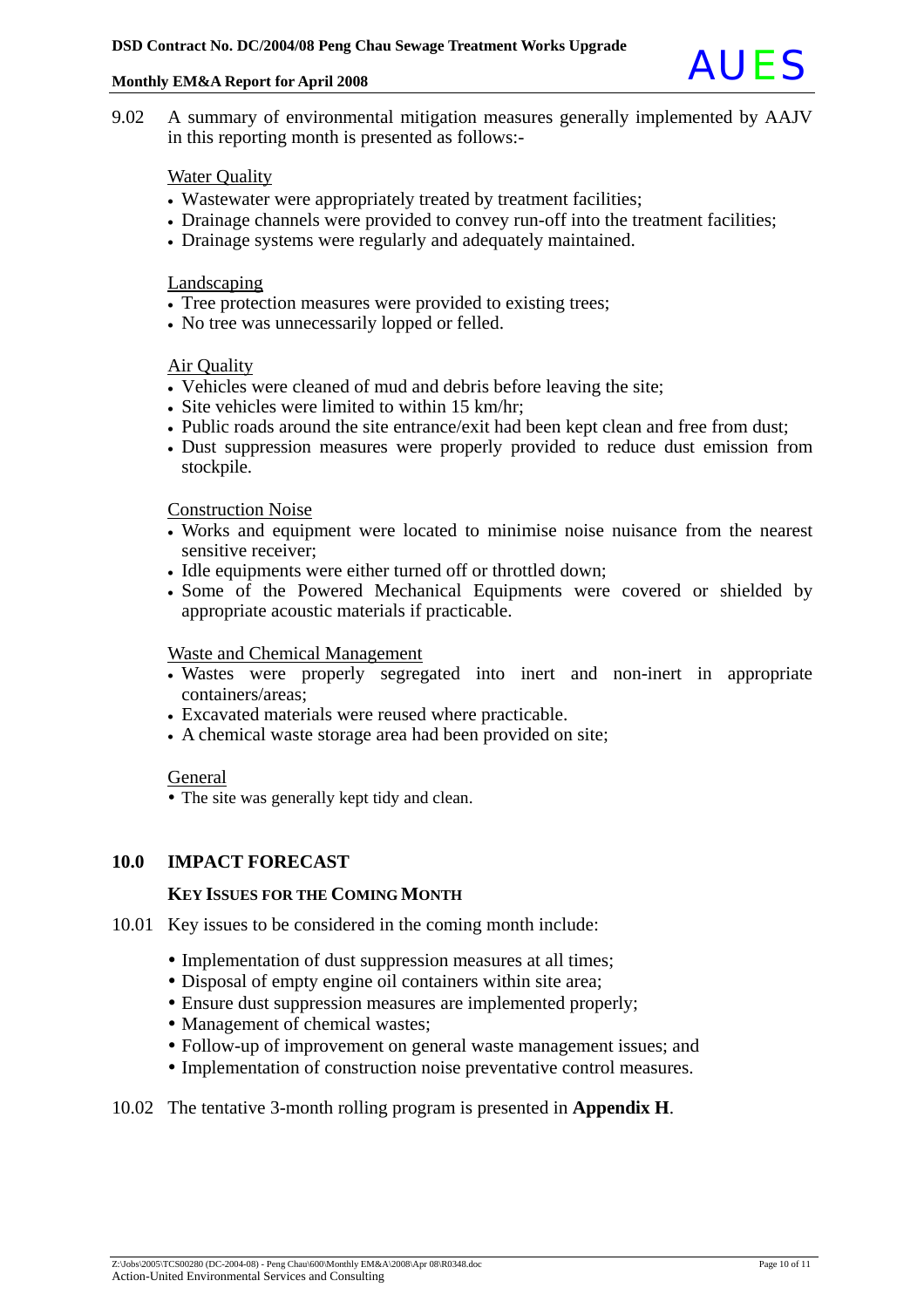9.02 A summary of environmental mitigation measures generally implemented by AAJV in this reporting month is presented as follows:-

Water Quality

- Wastewater were appropriately treated by treatment facilities;
- Drainage channels were provided to convey run-off into the treatment facilities;
- Drainage systems were regularly and adequately maintained.

Landscaping

- Tree protection measures were provided to existing trees;
- No tree was unnecessarily lopped or felled.

Air Quality

- Vehicles were cleaned of mud and debris before leaving the site;
- Site vehicles were limited to within 15 km/hr;
- Public roads around the site entrance/exit had been kept clean and free from dust;
- Dust suppression measures were properly provided to reduce dust emission from stockpile.

Construction Noise

- Works and equipment were located to minimise noise nuisance from the nearest sensitive receiver;
- Idle equipments were either turned off or throttled down;
- Some of the Powered Mechanical Equipments were covered or shielded by appropriate acoustic materials if practicable.

Waste and Chemical Management

- Wastes were properly segregated into inert and non-inert in appropriate containers/areas;
- Excavated materials were reused where practicable.
- A chemical waste storage area had been provided on site;

General

- The site was generally kept tidy and clean.

## 10.0 IMPACT FORECAST

### KEY ISSUES FOR THE COMING MONTH

10.01 Key issues to be considered in the coming month include:

- Implementation of dust suppression measures at all times;
- Disposal of empty engine oil containers within site area;
- Ensure dust suppression measures are implemented properly;
- Management of chemical wastes;
- Follow-up of improvement on general waste management issues; and
- Implementation of construction noise preventative control measures.

10.02 The tentative 3-month rolling program is presented in **Appendix H**.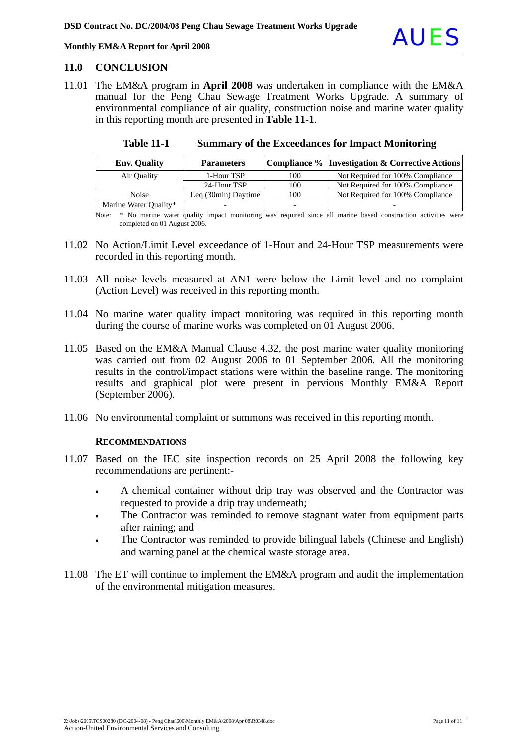## 11.0 CONCLUSION

11.01 The EM&A program in **April 2008** was undertaken in compliance with the EM&A manual for the Peng Chau Sewage Treatment Works Upgrade. A summary of environmental compliance of air quality, construction noise and marine water quality in this reporting month are presented in **Table 11-1**.

**Table 11-1 Summary of the Exceedances for Impact Monitoring**

| Env. Quality | Parameters | Compliance % | Investigation & Corrective Actions |
|---|---|---|---|
| Air Quality | 1-Hour TSP | 100 | Not Required for 100% Compliance |
| | 24-Hour TSP | 100 | Not Required for 100% Compliance |
| Noise | Leq (30min) Daytime | 100 | Not Required for 100% Compliance |
| Marine Water Quality* | - | - | - |

Note: * No marine water quality impact monitoring was required since all marine based construction activities were completed on 01 August 2006.

11.02 No Action/Limit Level exceedance of 1-Hour and 24-Hour TSP measurements were recorded in this reporting month.

11.03 All noise levels measured at AN1 were below the Limit level and no complaint (Action Level) was received in this reporting month.

11.04 No marine water quality impact monitoring was required in this reporting month during the course of marine works was completed on 01 August 2006.

11.05 Based on the EM&A Manual Clause 4.32, the post marine water quality monitoring was carried out from 02 August 2006 to 01 September 2006. All the monitoring results in the control/impact stations were within the baseline range. The monitoring results and graphical plot were present in pervious Monthly EM&A Report (September 2006).

11.06 No environmental complaint or summons was received in this reporting month.

### RECOMMENDATIONS

11.07 Based on the IEC site inspection records on 25 April 2008 the following key recommendations are pertinent:-

- A chemical container without drip tray was observed and the Contractor was requested to provide a drip tray underneath;
- The Contractor was reminded to remove stagnant water from equipment parts after raining; and
- The Contractor was reminded to provide bilingual labels (Chinese and English) and warning panel at the chemical waste storage area.

11.08 The ET will continue to implement the EM&A program and audit the implementation of the environmental mitigation measures.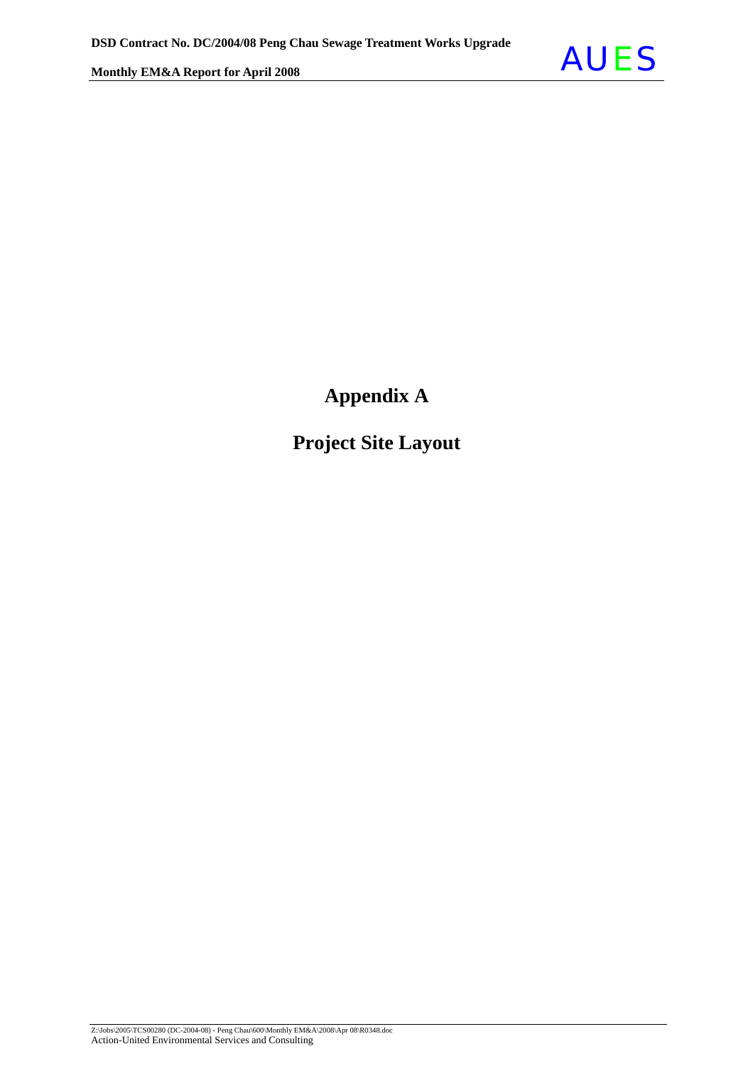# Appendix A

# Project Site Layout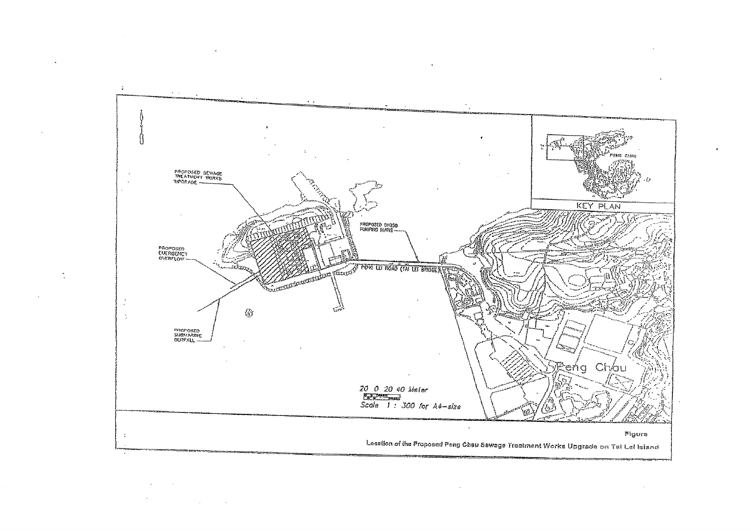PROPOSED SEWAGE TREATMENT WORKS UPGRADE

PROPOSED EMERGENCY OVERFLOW

PROPOSED SUBMARINE OUTFALL

PROPOSED DN250 PUMPING MAINS

PENG LEI ROAD (TAI LEI BRIDGE)

KEY PLAN

PENG CHAU

Peng Chau

20 0 20 40 Meter

Scale 1 : 300 for A4-size

Figure

Location of the Proposed Peng Chau Sewage Treatment Works Upgrade on Tai Lei Island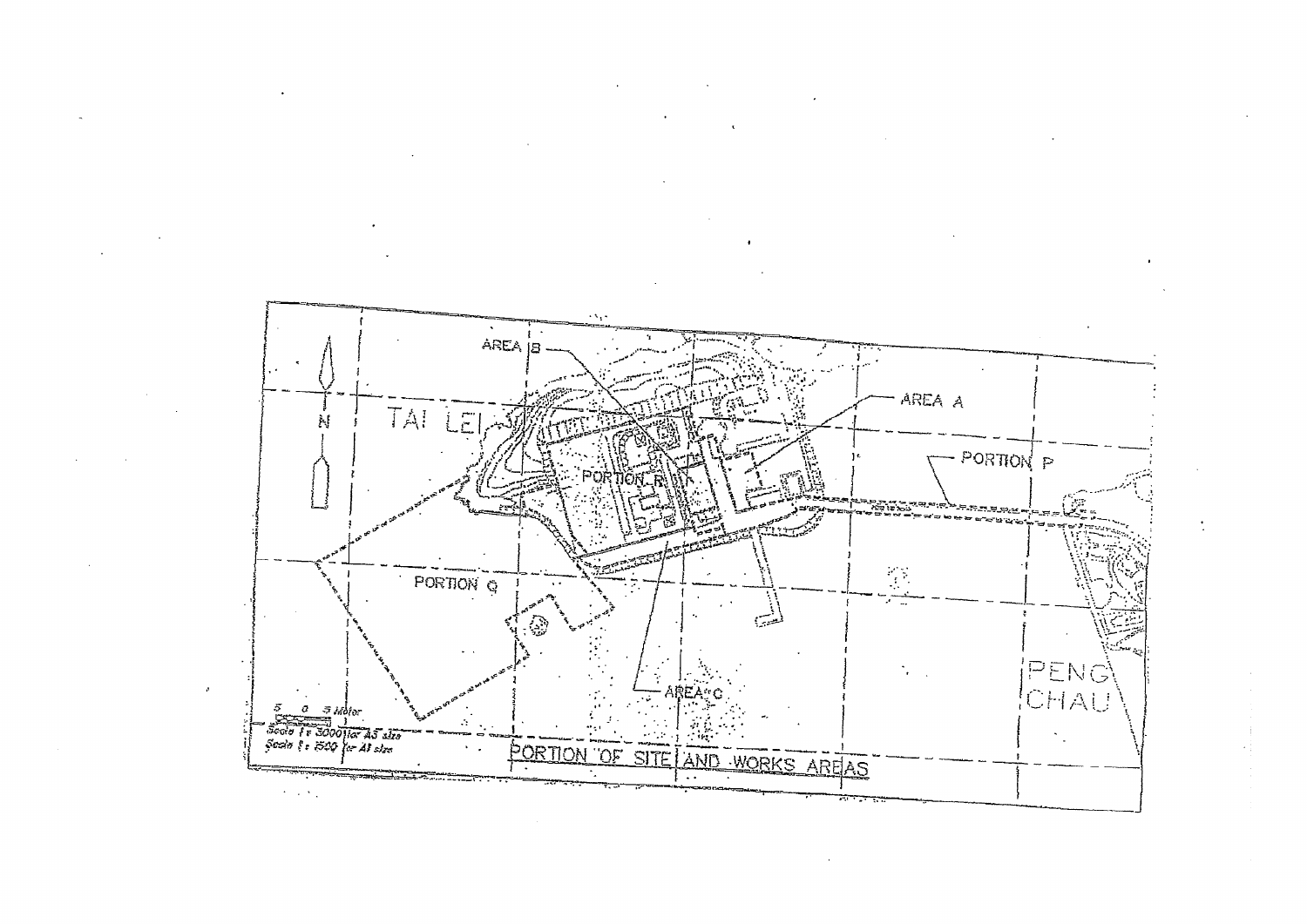AREA B

AREA A

TAI LEI

PORTION P

PORTION R

PORTION Q

AREA C

PENG CHAU

N

5 0 5 Meter

Scale 1 : 3000 for A3 size

Scale 1 : 1500 for A1 size

PORTION OF SITE AND WORKS AREAS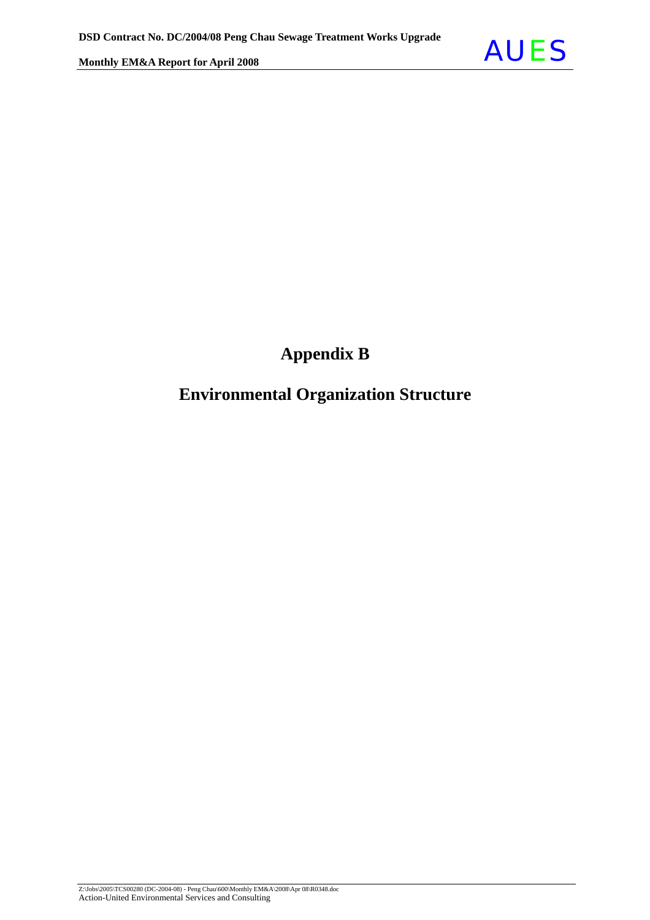# Appendix B

# Environmental Organization Structure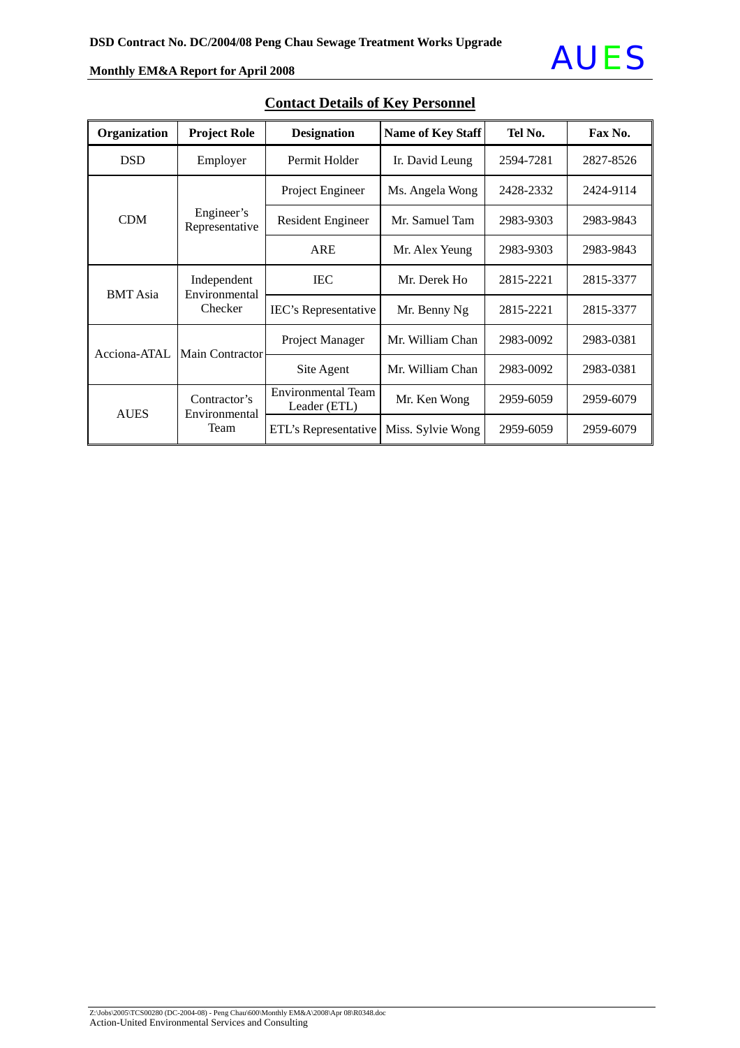## Contact Details of Key Personnel

| Organization | Project Role | Designation | Name of Key Staff | Tel No. | Fax No. |
|---|---|---|---|---|---|
| DSD | Employer | Permit Holder | Ir. David Leung | 2594-7281 | 2827-8526 |
| CDM | Engineer's Representative | Project Engineer | Ms. Angela Wong | 2428-2332 | 2424-9114 |
| | | Resident Engineer | Mr. Samuel Tam | 2983-9303 | 2983-9843 |
| | | ARE | Mr. Alex Yeung | 2983-9303 | 2983-9843 |
| BMT Asia | Independent Environmental Checker | IEC | Mr. Derek Ho | 2815-2221 | 2815-3377 |
| | | IEC's Representative | Mr. Benny Ng | 2815-2221 | 2815-3377 |
| Acciona-ATAL | Main Contractor | Project Manager | Mr. William Chan | 2983-0092 | 2983-0381 |
| | | Site Agent | Mr. William Chan | 2983-0092 | 2983-0381 |
| AUES | Contractor's Environmental Team | Environmental Team Leader (ETL) | Mr. Ken Wong | 2959-6059 | 2959-6079 |
| | | ETL's Representative | Miss. Sylvie Wong | 2959-6059 | 2959-6079 |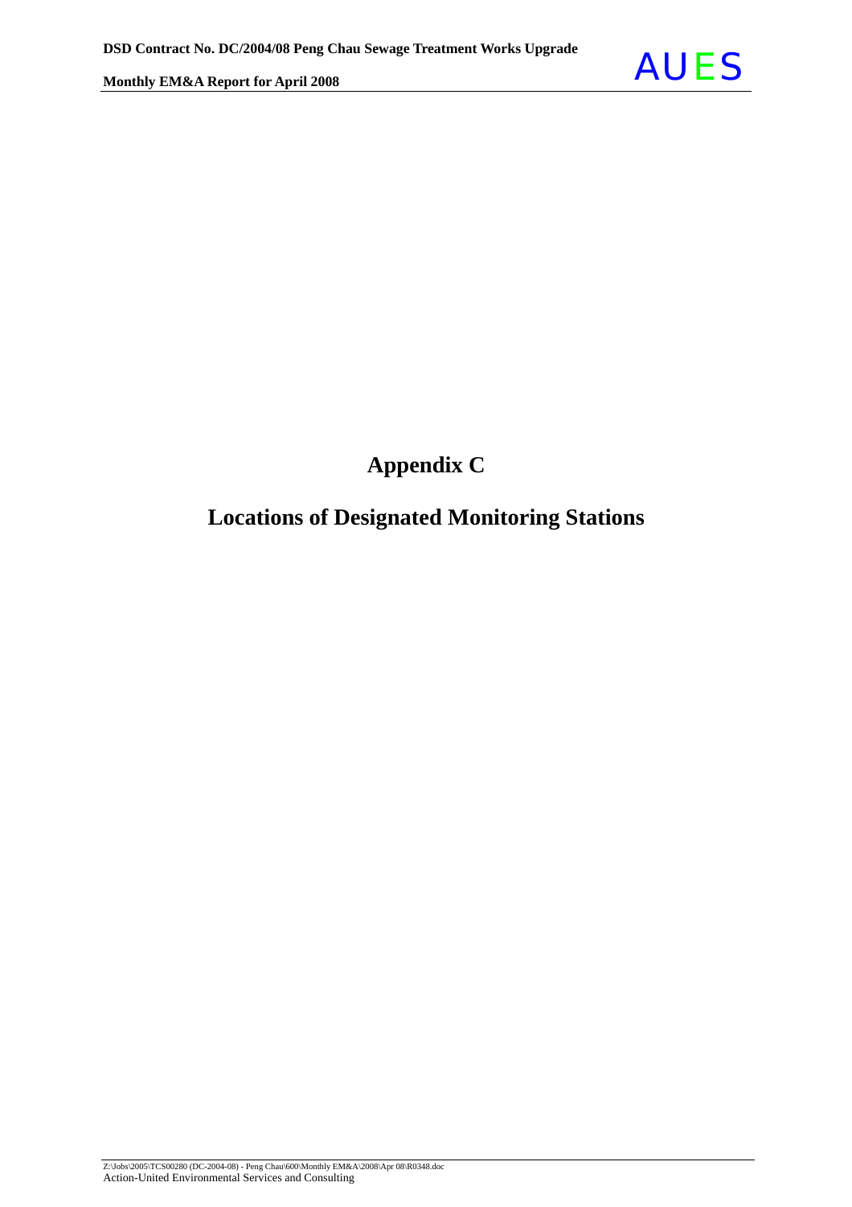# Appendix C

# Locations of Designated Monitoring Stations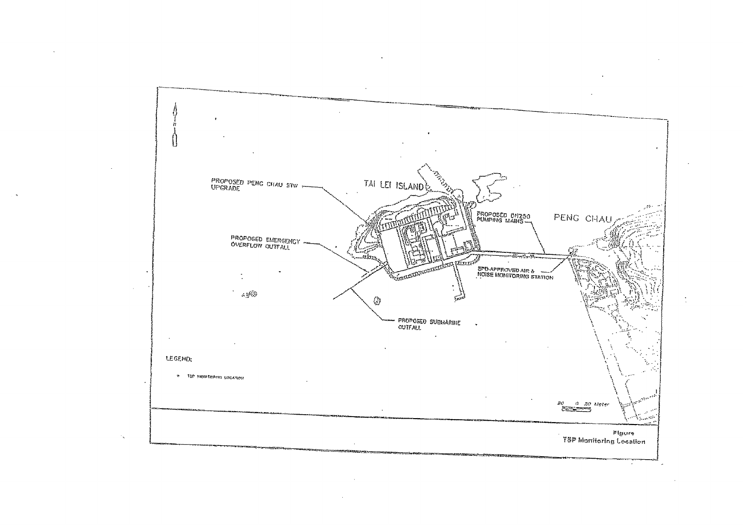PROPOSED PENG CHAU STW UPGRADE

TAI LEI ISLAND

PROPOSED DN250 PUMPING MAINS

PENG CHAU

PROPOSED EMERGENCY OVERFLOW OUTFALL

EPD-APPROVED AIR & NOISE MONITORING STATION

PROPOSED SUBMARINE OUTFALL

LEGEND:

- TSP MONITORING LOCATION

20 0 20 Meter

Figure
TSP Monitoring Location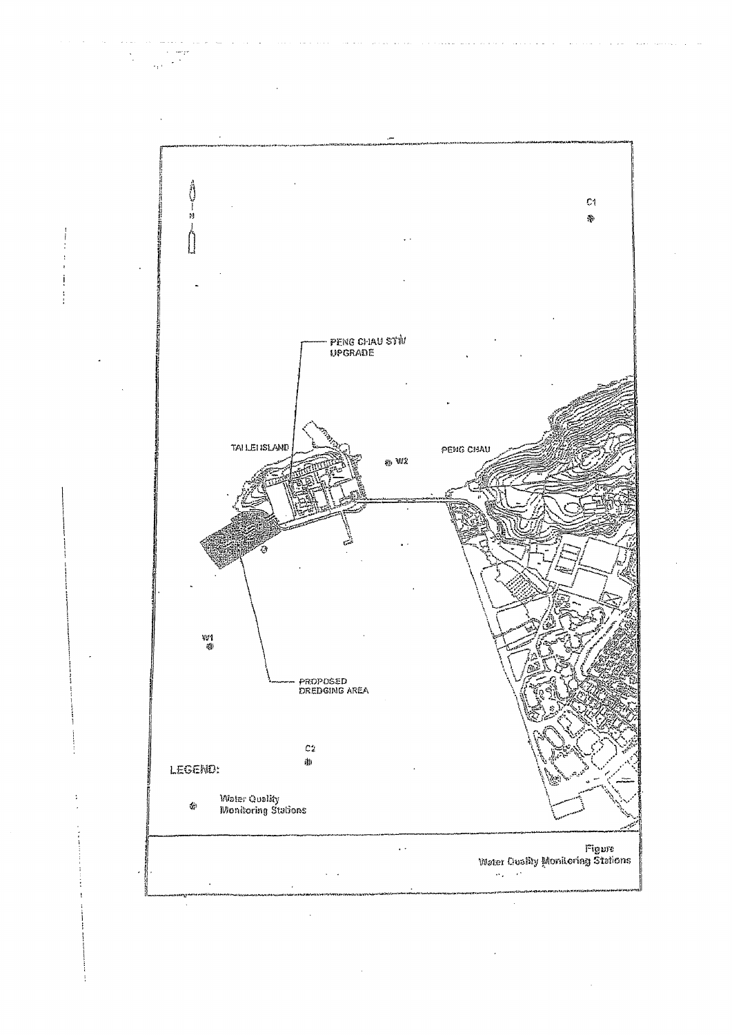C1

PENG CHAU STW UPGRADE

TAI LEI ISLAND

W2

PENG CHAU

W1

PROPOSED DREDGING AREA

C2

LEGEND:

Water Quality Monitoring Stations

Figure
Water Quality Monitoring Stations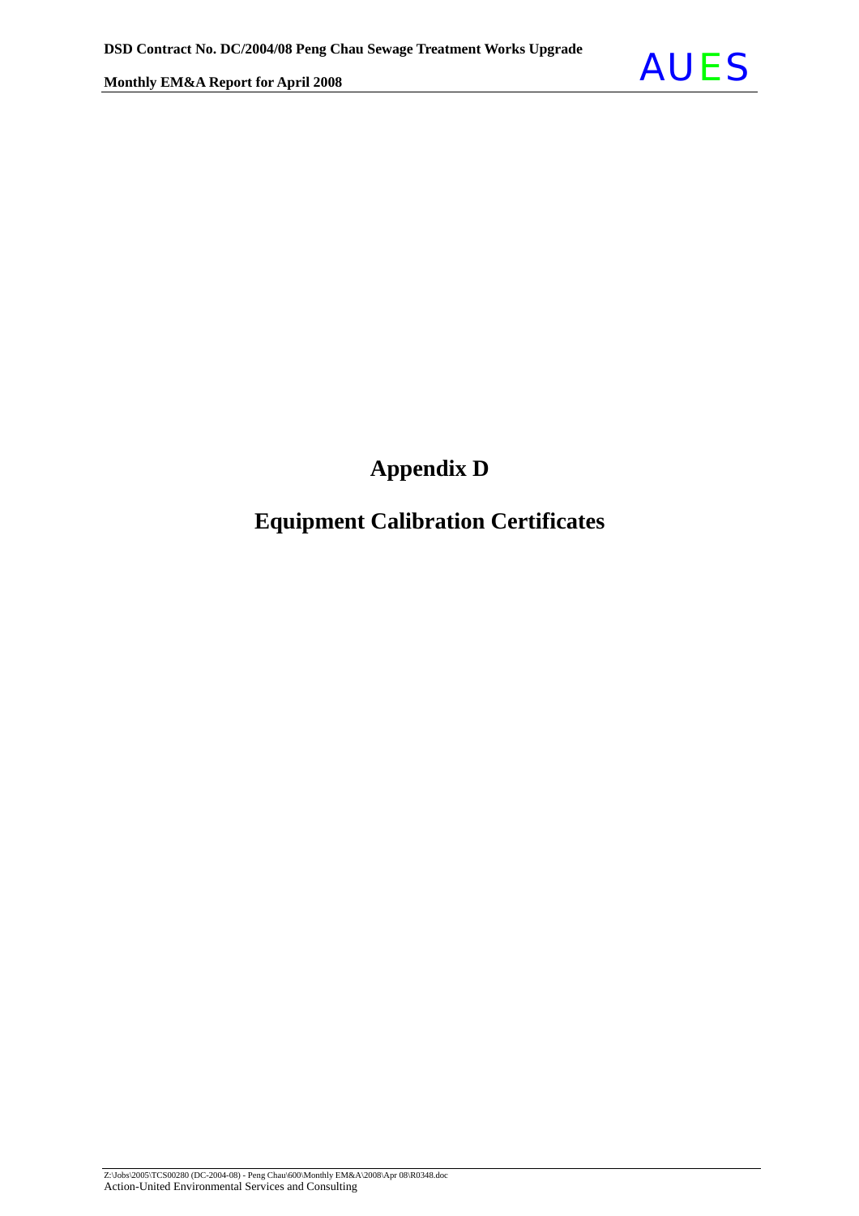# Appendix D

# Equipment Calibration Certificates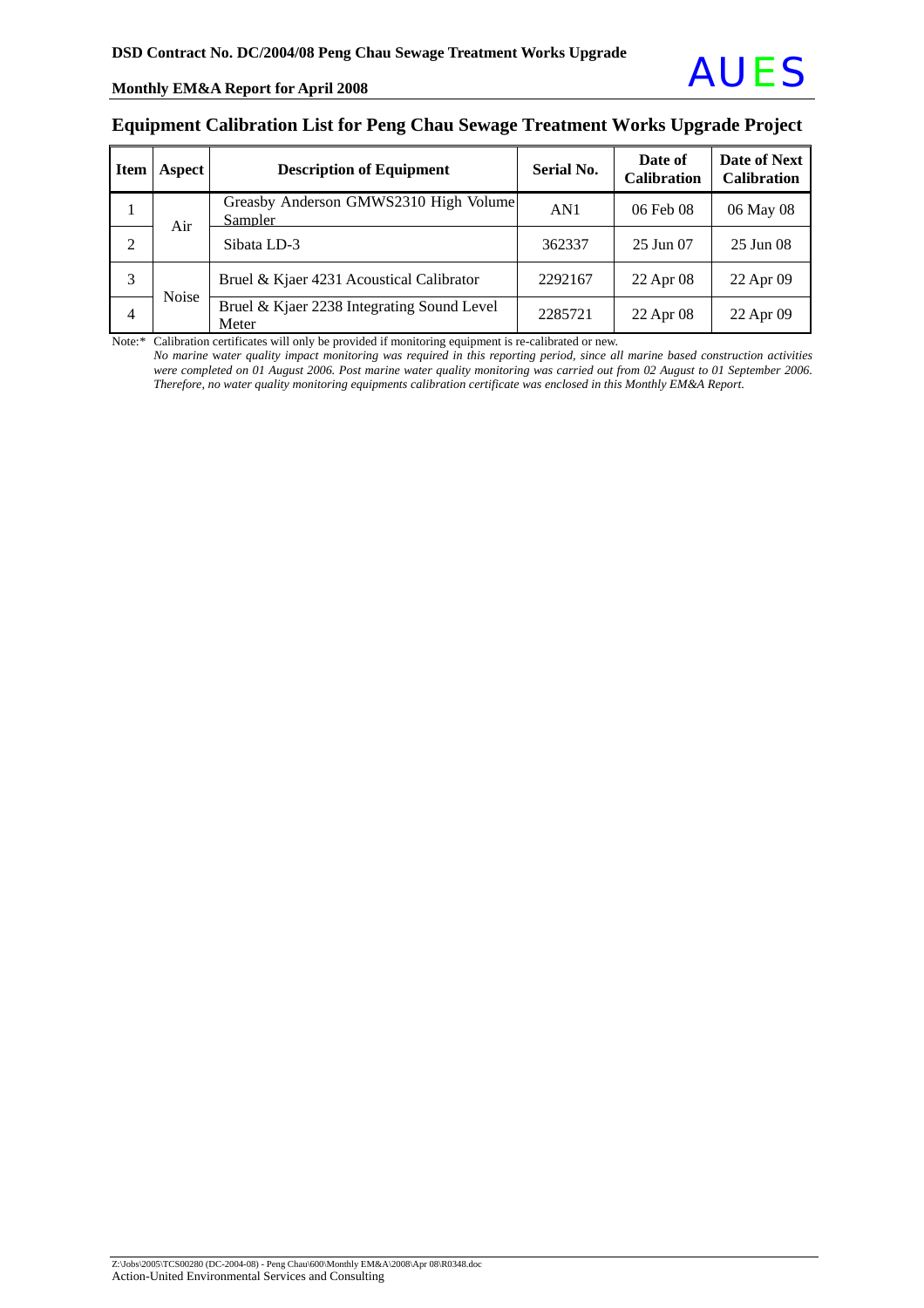## Equipment Calibration List for Peng Chau Sewage Treatment Works Upgrade Project

| Item | Aspect | Description of Equipment | Serial No. | Date of Calibration | Date of Next Calibration |
|---|---|---|---|---|---|
| 1 | Air | Greasby Anderson GMWS2310 High Volume Sampler | AN1 | 06 Feb 08 | 06 May 08 |
| 2 | | Sibata LD-3 | 362337 | 25 Jun 07 | 25 Jun 08 |
| 3 | Noise | Bruel & Kjaer 4231 Acoustical Calibrator | 2292167 | 22 Apr 08 | 22 Apr 09 |
| 4 | | Bruel & Kjaer 2238 Integrating Sound Level Meter | 2285721 | 22 Apr 08 | 22 Apr 09 |

Note:* Calibration certificates will only be provided if monitoring equipment is re-calibrated or new.

*No marine water quality impact monitoring was required in this reporting period, since all marine based construction activities were completed on 01 August 2006. Post marine water quality monitoring was carried out from 02 August to 01 September 2006. Therefore, no water quality monitoring equipments calibration certificate was enclosed in this Monthly EM&A Report.*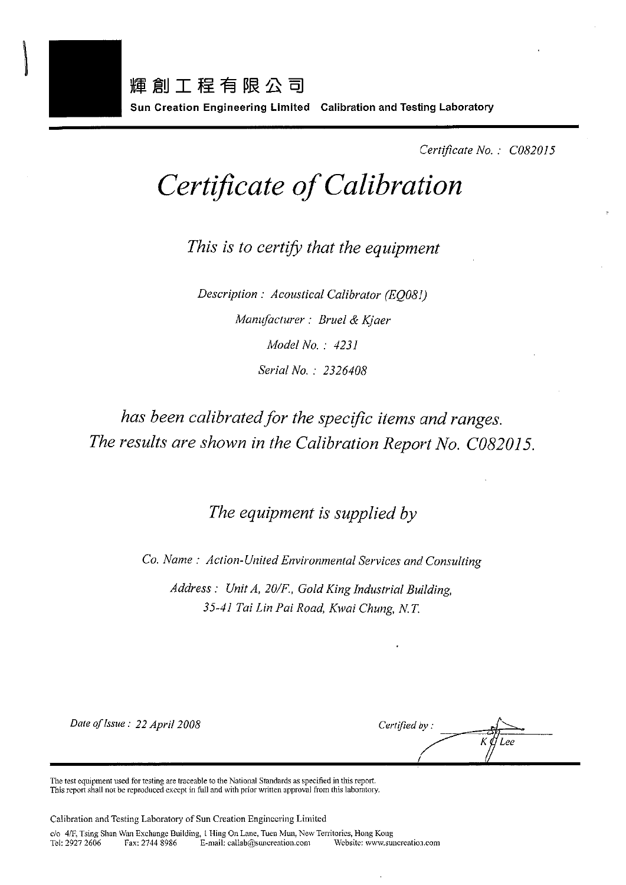輝創工程有限公司

**Sun Creation Engineering Limited  Calibration and Testing Laboratory**

*Certificate No. : C082015*

# *Certificate of Calibration*

*This is to certify that the equipment*

*Description : Acoustical Calibrator (EQ081)*

*Manufacturer : Bruel & Kjaer*

*Model No. : 4231*

*Serial No. : 2326408*

*has been calibrated for the specific items and ranges.*
*The results are shown in the Calibration Report No. C082015.*

*The equipment is supplied by*

*Co. Name : Action-United Environmental Services and Consulting*

*Address : Unit A, 20/F., Gold King Industrial Building,*
*35-41 Tai Lin Pai Road, Kwai Chung, N.T.*

*Date of Issue : 22 April 2008*

*Certified by :*

*K C Lee*

The test equipment used for testing are traceable to the National Standards as specified in this report.
This report shall not be reproduced except in full and with prior written approval from this laboratory.

Calibration and Testing Laboratory of Sun Creation Engineering Limited

c/o 4/F, Tsing Shan Wan Exchange Building, 1 Hing On Lane, Tuen Mun, New Territories, Hong Kong
Tel: 2927 2606  Fax: 2744 8986  E-mail: callab@suncreation.com  Website: www.suncreation.com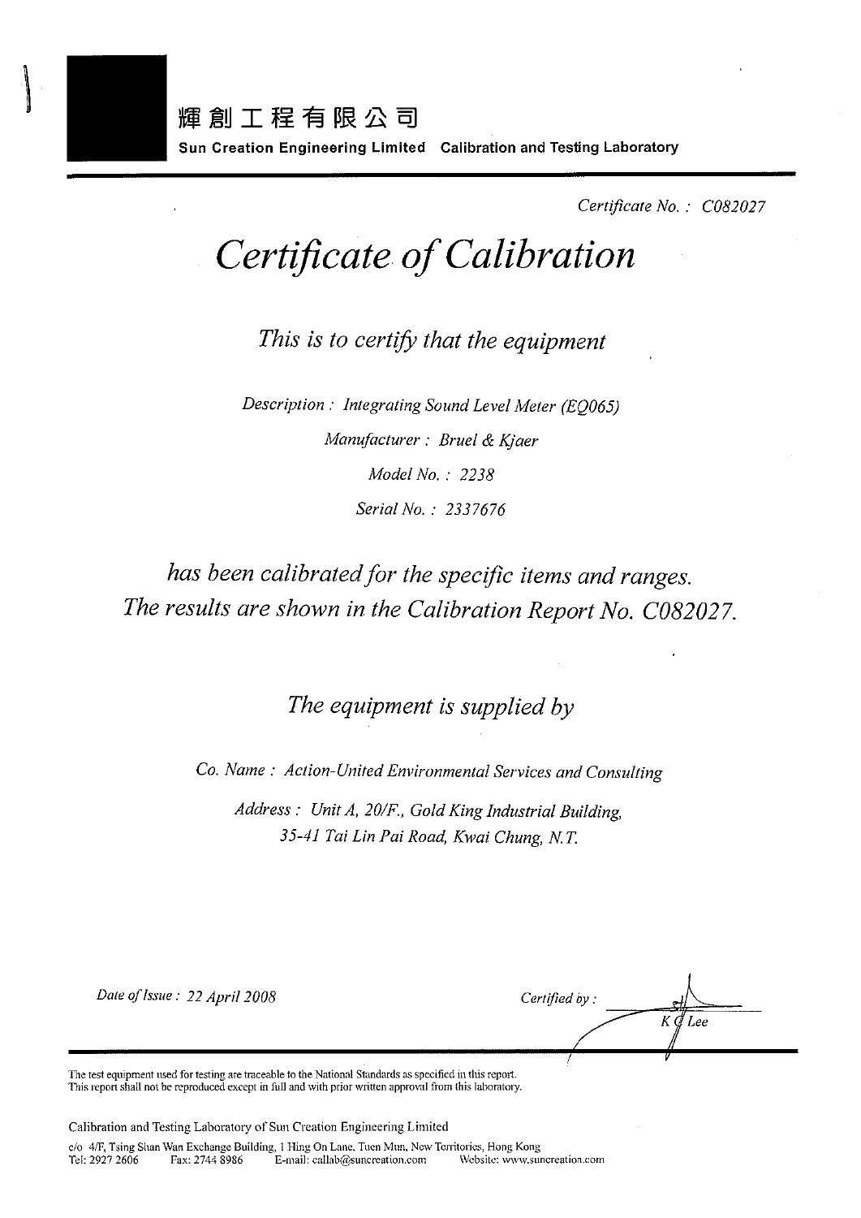輝創工程有限公司

**Sun Creation Engineering Limited** **Calibration and Testing Laboratory**

*Certificate No. : C082027*

# *Certificate of Calibration*

*This is to certify that the equipment*

*Description : Integrating Sound Level Meter (EQ065)*

*Manufacturer : Bruel & Kjaer*

*Model No. : 2238*

*Serial No. : 2337676*

*has been calibrated for the specific items and ranges.*
*The results are shown in the Calibration Report No. C082027.*

*The equipment is supplied by*

*Co. Name : Action-United Environmental Services and Consulting*

*Address : Unit A, 20/F., Gold King Industrial Building,*
*35-41 Tai Lin Pai Road, Kwai Chung, N.T.*

*Date of Issue : 22 April 2008*

*Certified by :*
*K C Lee*

The test equipment used for testing are traceable to the National Standards as specified in this report.
This report shall not be reproduced except in full and with prior written approval from this laboratory.

Calibration and Testing Laboratory of Sun Creation Engineering Limited

c/o 4/F, Tsing Shan Wan Exchange Building, 1 Hing On Lane, Tuen Mun, New Territories, Hong Kong
Tel: 2927 2606 Fax: 2744 8986 E-mail: callab@suncreation.com Website: www.suncreation.com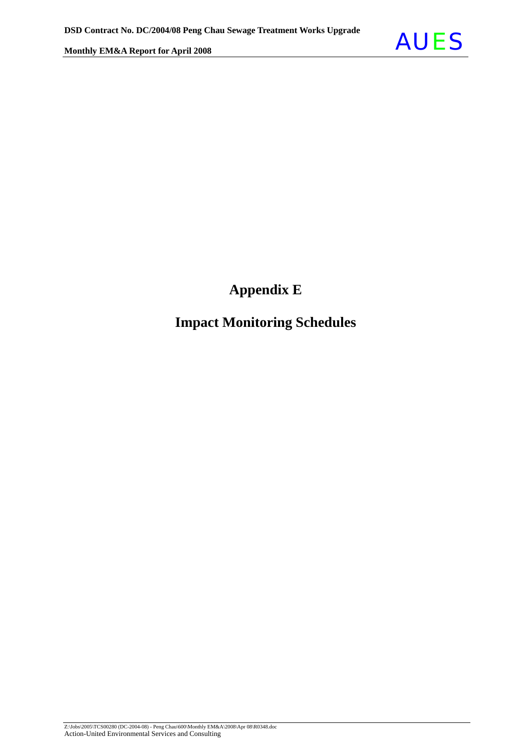# Appendix E

# Impact Monitoring Schedules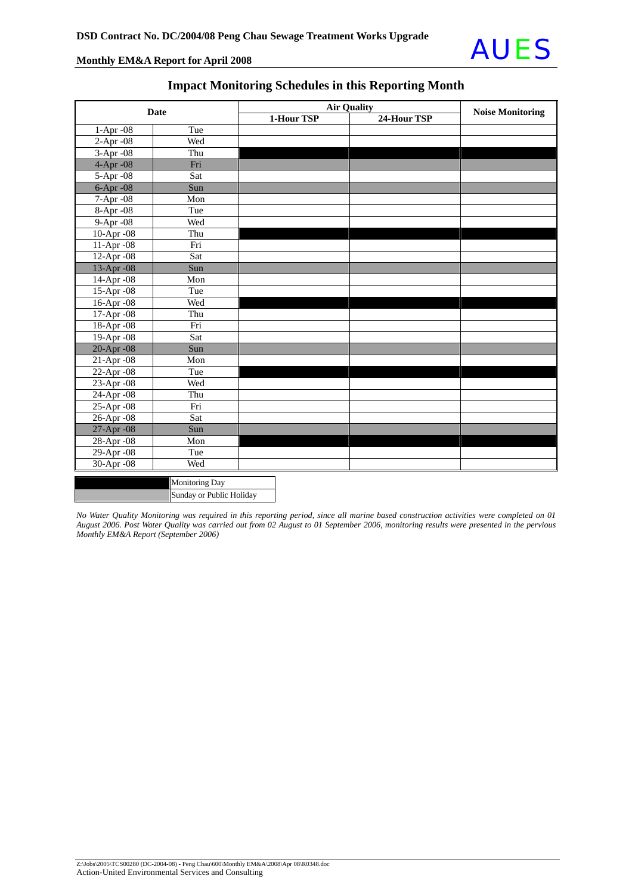## Impact Monitoring Schedules in this Reporting Month

| Date | | Air Quality | | Noise Monitoring |
|---|---|---|---|---|
| | | 1-Hour TSP | 24-Hour TSP | |
| 1-Apr -08 | Tue | | | |
| 2-Apr -08 | Wed | | | |
| 3-Apr -08 | Thu | ■ | ■ | ■ |
| 4-Apr -08 | Fri | ▒ | ▒ | ▒ |
| 5-Apr -08 | Sat | | | |
| 6-Apr -08 | Sun | ▒ | ▒ | ▒ |
| 7-Apr -08 | Mon | | | |
| 8-Apr -08 | Tue | | | |
| 9-Apr -08 | Wed | | | |
| 10-Apr -08 | Thu | ■ | ■ | ■ |
| 11-Apr -08 | Fri | | | |
| 12-Apr -08 | Sat | | | |
| 13-Apr -08 | Sun | ▒ | ▒ | ▒ |
| 14-Apr -08 | Mon | | | |
| 15-Apr -08 | Tue | | | |
| 16-Apr -08 | Wed | ■ | ■ | ■ |
| 17-Apr -08 | Thu | | | |
| 18-Apr -08 | Fri | | | |
| 19-Apr -08 | Sat | | | |
| 20-Apr -08 | Sun | ▒ | ▒ | ▒ |
| 21-Apr -08 | Mon | | | |
| 22-Apr -08 | Tue | ■ | ■ | ■ |
| 23-Apr -08 | Wed | | | |
| 24-Apr -08 | Thu | | | |
| 25-Apr -08 | Fri | | | |
| 26-Apr -08 | Sat | | | |
| 27-Apr -08 | Sun | ▒ | ▒ | ▒ |
| 28-Apr -08 | Mon | ■ | ■ | ■ |
| 29-Apr -08 | Tue | | | |
| 30-Apr -08 | Wed | | | |

| | |
|---|---|
| ■ | Monitoring Day |
| ▒ | Sunday or Public Holiday |

*No Water Quality Monitoring was required in this reporting period, since all marine based construction activities were completed on 01 August 2006. Post Water Quality was carried out from 02 August to 01 September 2006, monitoring results were presented in the pervious Monthly EM&A Report (September 2006)*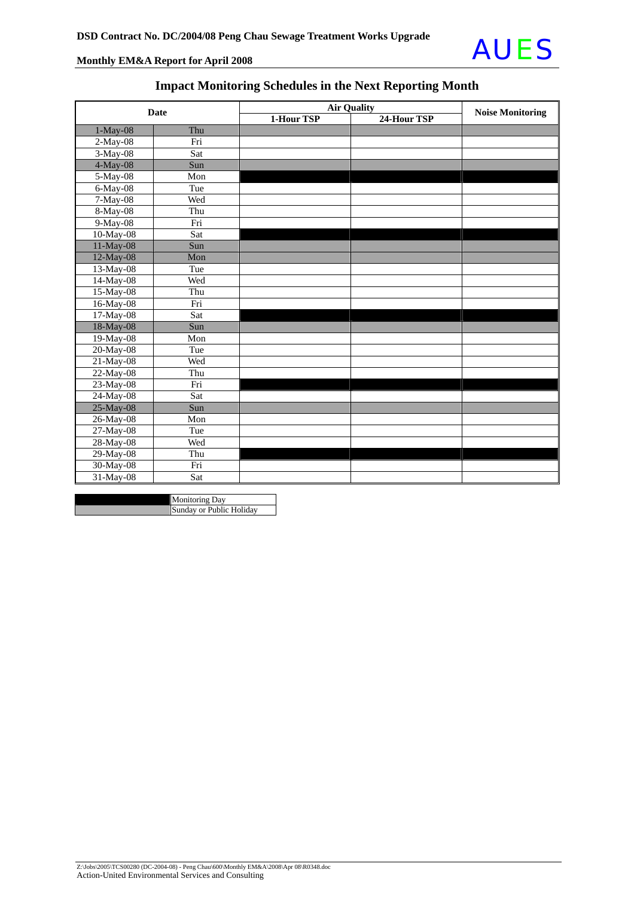## Impact Monitoring Schedules in the Next Reporting Month

| Date | | Air Quality | | Noise Monitoring |
|---|---|---|---|---|
| | | 1-Hour TSP | 24-Hour TSP | |
| 1-May-08 | Thu | | | |
| 2-May-08 | Fri | | | |
| 3-May-08 | Sat | | | |
| 4-May-08 | Sun | | | |
| 5-May-08 | Mon | | | |
| 6-May-08 | Tue | | | |
| 7-May-08 | Wed | | | |
| 8-May-08 | Thu | | | |
| 9-May-08 | Fri | | | |
| 10-May-08 | Sat | | | |
| 11-May-08 | Sun | | | |
| 12-May-08 | Mon | | | |
| 13-May-08 | Tue | | | |
| 14-May-08 | Wed | | | |
| 15-May-08 | Thu | | | |
| 16-May-08 | Fri | | | |
| 17-May-08 | Sat | | | |
| 18-May-08 | Sun | | | |
| 19-May-08 | Mon | | | |
| 20-May-08 | Tue | | | |
| 21-May-08 | Wed | | | |
| 22-May-08 | Thu | | | |
| 23-May-08 | Fri | | | |
| 24-May-08 | Sat | | | |
| 25-May-08 | Sun | | | |
| 26-May-08 | Mon | | | |
| 27-May-08 | Tue | | | |
| 28-May-08 | Wed | | | |
| 29-May-08 | Thu | | | |
| 30-May-08 | Fri | | | |
| 31-May-08 | Sat | | | |

| Legend | |
|---|---|
| (black) | Monitoring Day |
| (grey) | Sunday or Public Holiday |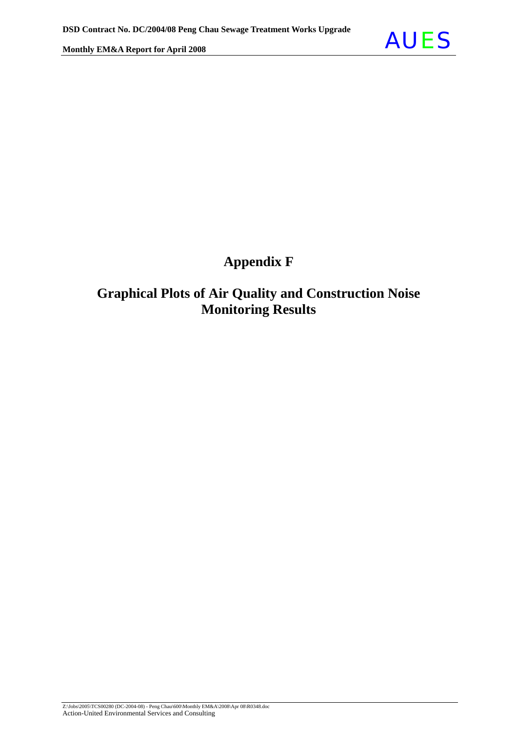# Appendix F

## Graphical Plots of Air Quality and Construction Noise Monitoring Results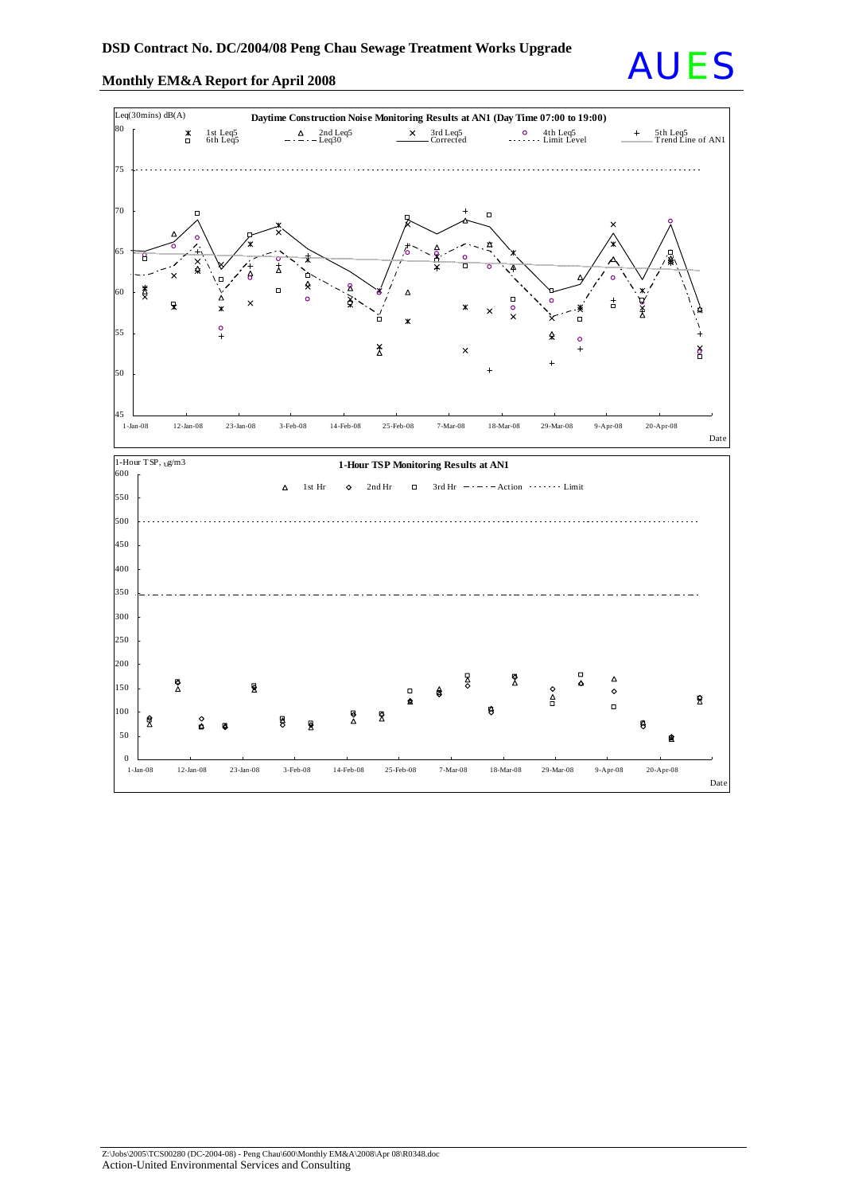**Daytime Construction Noise Monitoring Results at AN1 (Day Time 07:00 to 19:00)**

Leq(30mins) dB(A)

1st Leq5, 6th Leq5, 2nd Leq5, Leq30, 3rd Leq5, Corrected, 4th Leq5, Limit Level, 5th Leq5, Trend Line of AN1

Date

**1-Hour TSP Monitoring Results at AN1**

1-Hour TSP, μg/m3

1st Hr, 2nd Hr, 3rd Hr, Action, Limit

Date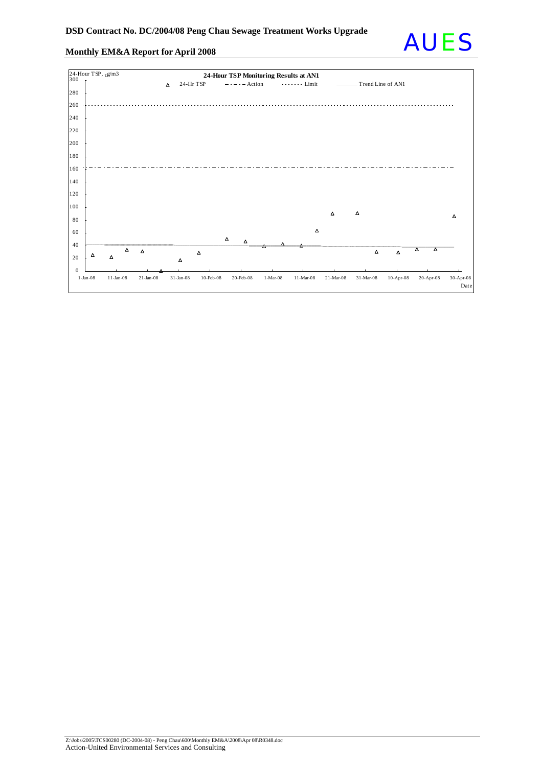24-Hour TSP Monitoring Results at AN1

24-Hour TSP, ug/m3

24-Hr TSP — Action — Limit — Trend Line of AN1

Date

1-Jan-08 11-Jan-08 21-Jan-08 31-Jan-08 10-Feb-08 20-Feb-08 1-Mar-08 11-Mar-08 21-Mar-08 31-Mar-08 10-Apr-08 20-Apr-08 30-Apr-08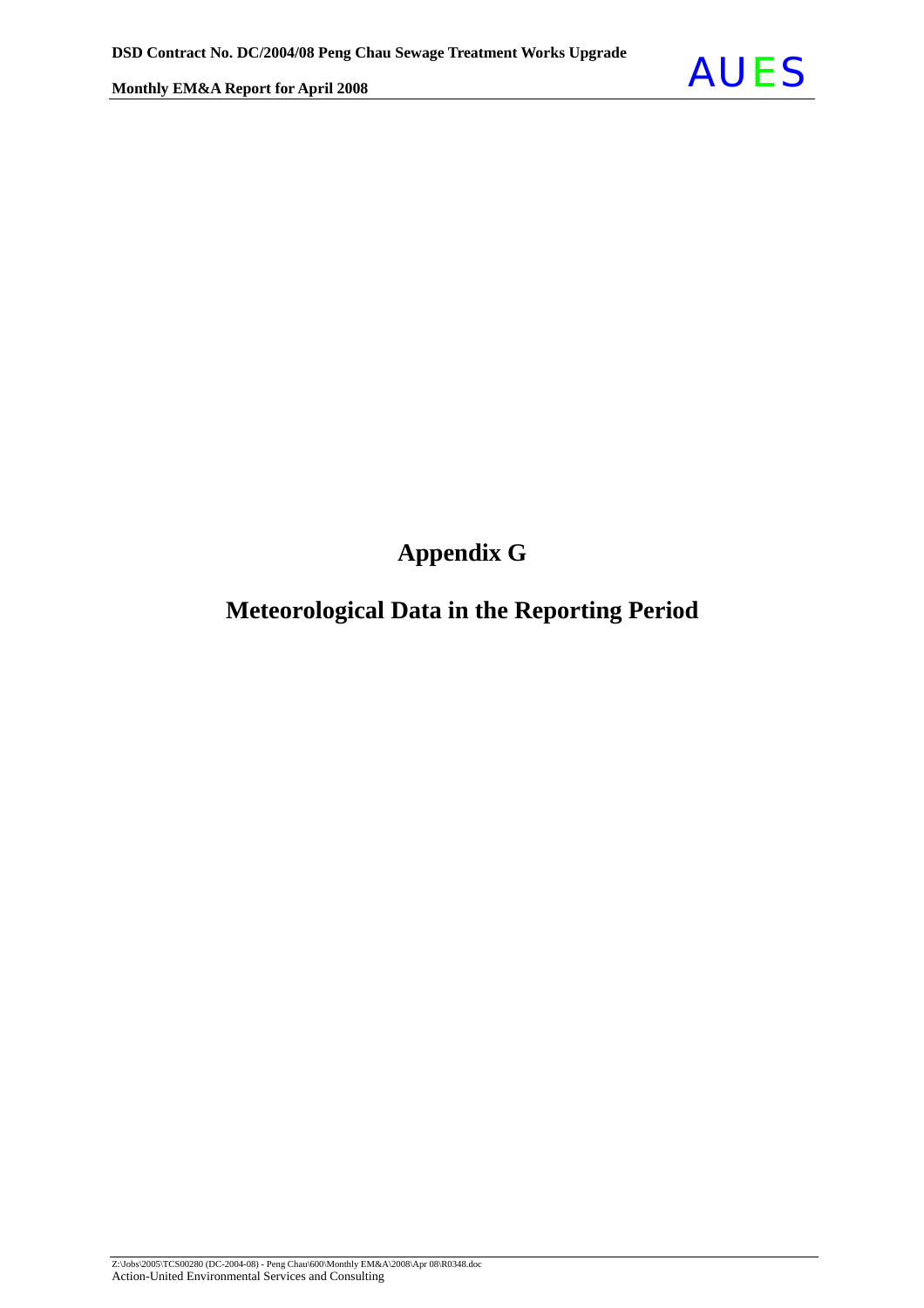# Appendix G

# Meteorological Data in the Reporting Period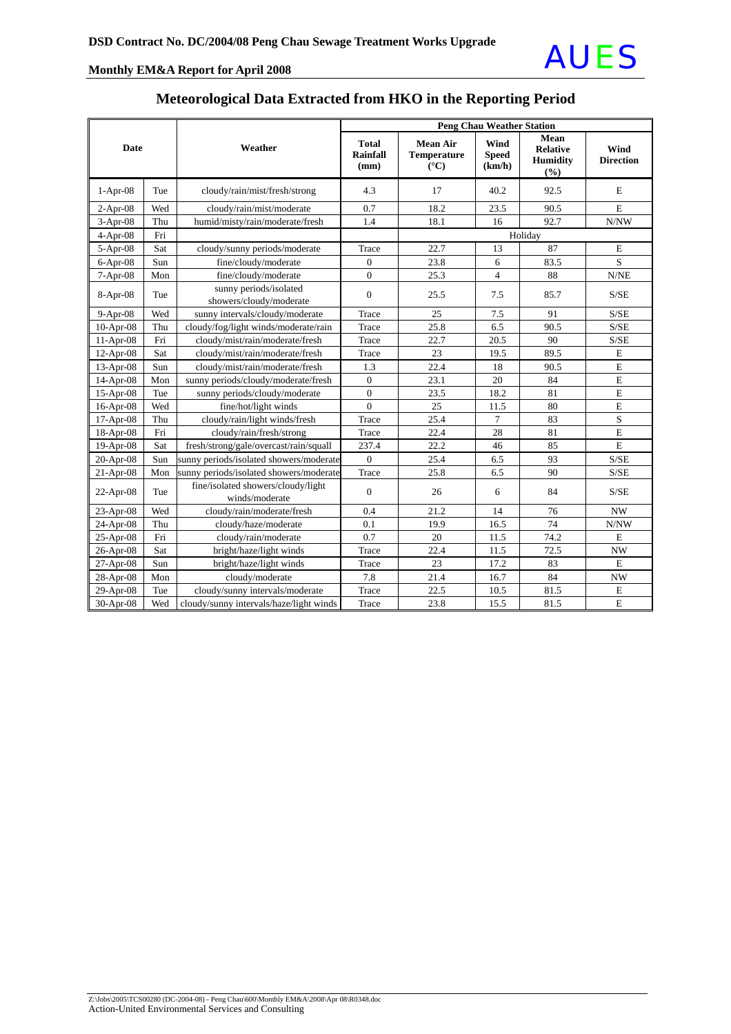# Meteorological Data Extracted from HKO in the Reporting Period

| Date | | Weather | Peng Chau Weather Station | | | | |
|---|---|---|---|---|---|---|---|
| | | | Total Rainfall (mm) | Mean Air Temperature (°C) | Wind Speed (km/h) | Mean Relative Humidity (%) | Wind Direction |
| 1-Apr-08 | Tue | cloudy/rain/mist/fresh/strong | 4.3 | 17 | 40.2 | 92.5 | E |
| 2-Apr-08 | Wed | cloudy/rain/mist/moderate | 0.7 | 18.2 | 23.5 | 90.5 | E |
| 3-Apr-08 | Thu | humid/misty/rain/moderate/fresh | 1.4 | 18.1 | 16 | 92.7 | N/NW |
| 4-Apr-08 | Fri | | | Holiday | | | |
| 5-Apr-08 | Sat | cloudy/sunny periods/moderate | Trace | 22.7 | 13 | 87 | E |
| 6-Apr-08 | Sun | fine/cloudy/moderate | 0 | 23.8 | 6 | 83.5 | S |
| 7-Apr-08 | Mon | fine/cloudy/moderate | 0 | 25.3 | 4 | 88 | N/NE |
| 8-Apr-08 | Tue | sunny periods/isolated showers/cloudy/moderate | 0 | 25.5 | 7.5 | 85.7 | S/SE |
| 9-Apr-08 | Wed | sunny intervals/cloudy/moderate | Trace | 25 | 7.5 | 91 | S/SE |
| 10-Apr-08 | Thu | cloudy/fog/light winds/moderate/rain | Trace | 25.8 | 6.5 | 90.5 | S/SE |
| 11-Apr-08 | Fri | cloudy/mist/rain/moderate/fresh | Trace | 22.7 | 20.5 | 90 | S/SE |
| 12-Apr-08 | Sat | cloudy/mist/rain/moderate/fresh | Trace | 23 | 19.5 | 89.5 | E |
| 13-Apr-08 | Sun | cloudy/mist/rain/moderate/fresh | 1.3 | 22.4 | 18 | 90.5 | E |
| 14-Apr-08 | Mon | sunny periods/cloudy/moderate/fresh | 0 | 23.1 | 20 | 84 | E |
| 15-Apr-08 | Tue | sunny periods/cloudy/moderate | 0 | 23.5 | 18.2 | 81 | E |
| 16-Apr-08 | Wed | fine/hot/light winds | 0 | 25 | 11.5 | 80 | E |
| 17-Apr-08 | Thu | cloudy/rain/light winds/fresh | Trace | 25.4 | 7 | 83 | S |
| 18-Apr-08 | Fri | cloudy/rain/fresh/strong | Trace | 22.4 | 28 | 81 | E |
| 19-Apr-08 | Sat | fresh/strong/gale/overcast/rain/squall | 237.4 | 22.2 | 46 | 85 | E |
| 20-Apr-08 | Sun | sunny periods/isolated showers/moderate | 0 | 25.4 | 6.5 | 93 | S/SE |
| 21-Apr-08 | Mon | sunny periods/isolated showers/moderate | Trace | 25.8 | 6.5 | 90 | S/SE |
| 22-Apr-08 | Tue | fine/isolated showers/cloudy/light winds/moderate | 0 | 26 | 6 | 84 | S/SE |
| 23-Apr-08 | Wed | cloudy/rain/moderate/fresh | 0.4 | 21.2 | 14 | 76 | NW |
| 24-Apr-08 | Thu | cloudy/haze/moderate | 0.1 | 19.9 | 16.5 | 74 | N/NW |
| 25-Apr-08 | Fri | cloudy/rain/moderate | 0.7 | 20 | 11.5 | 74.2 | E |
| 26-Apr-08 | Sat | bright/haze/light winds | Trace | 22.4 | 11.5 | 72.5 | NW |
| 27-Apr-08 | Sun | bright/haze/light winds | Trace | 23 | 17.2 | 83 | E |
| 28-Apr-08 | Mon | cloudy/moderate | 7.8 | 21.4 | 16.7 | 84 | NW |
| 29-Apr-08 | Tue | cloudy/sunny intervals/moderate | Trace | 22.5 | 10.5 | 81.5 | E |
| 30-Apr-08 | Wed | cloudy/sunny intervals/haze/light winds | Trace | 23.8 | 15.5 | 81.5 | E |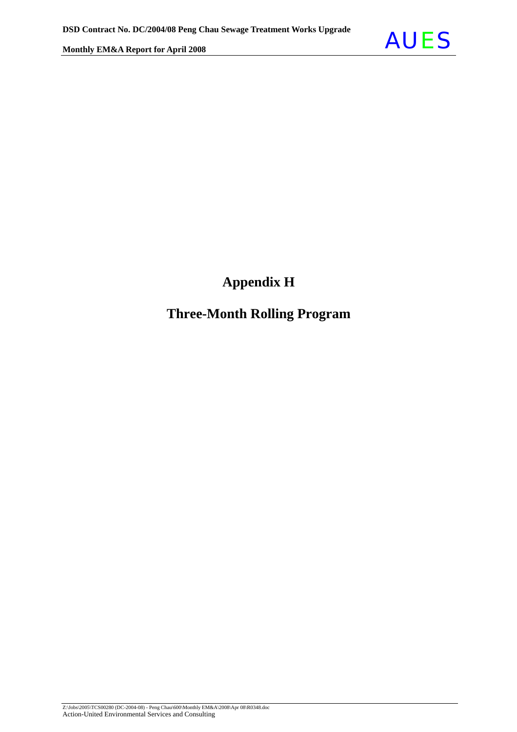# Appendix H

# Three-Month Rolling Program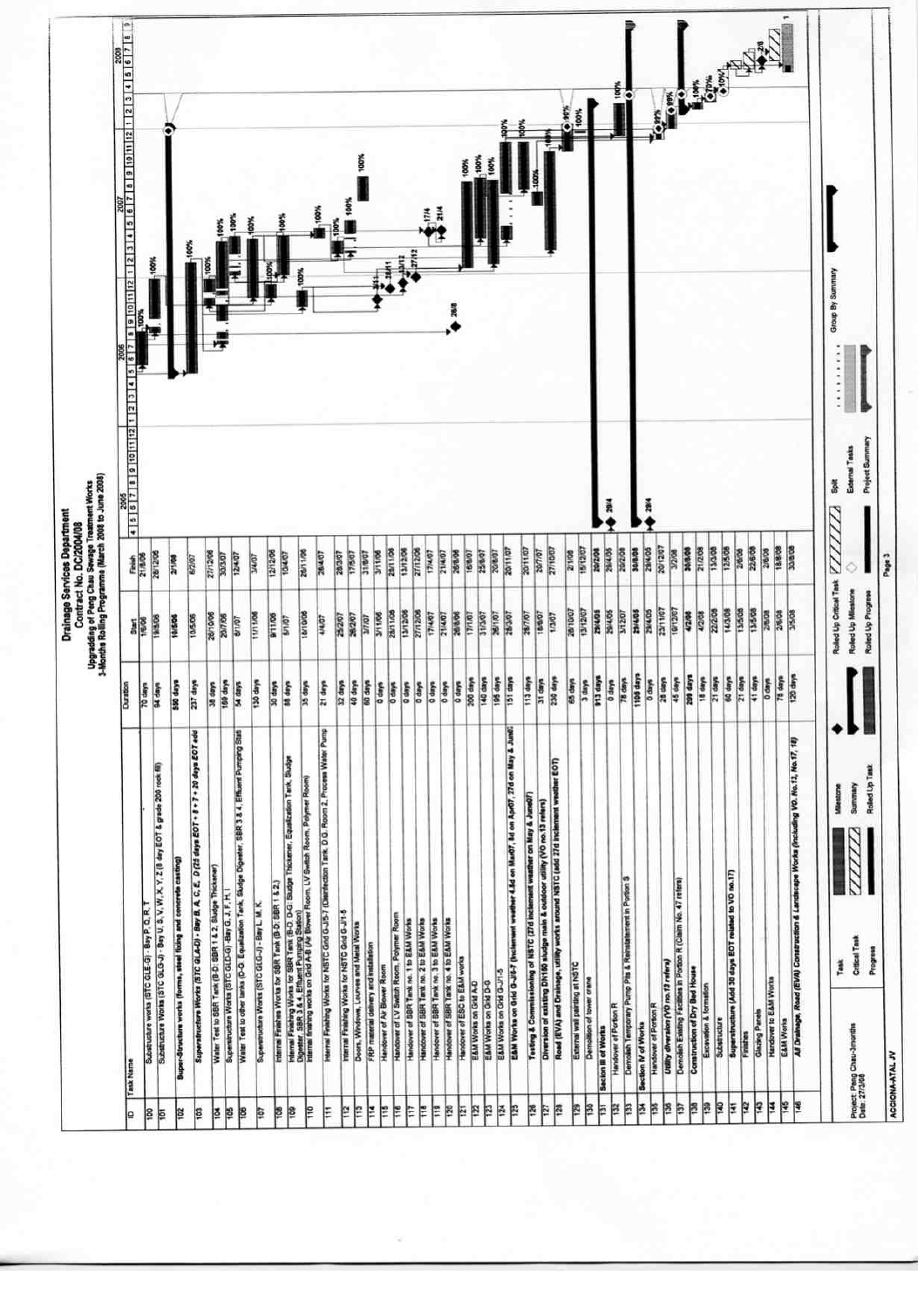# Drainage Services Department
## Contract No. DC/2004/08
## Upgrading of Peng Chau Sewage Treatment Works
## 3-Months Rolling Programme (March 2008 to June 2008)

| ID | Task Name | Duration | Start | Finish |
|---|---|---|---|---|
| 100 | Substructure works (STC GLE-G) - Bay P, Q, R, T | 70 days | 1/6/06 | 21/8/06 |
| 101 | Substructure Works (STC GLG-J) - Bay U, S, V, W, X, Y, Z (8 day EOT & grade 200 rock fill) | 94 days | 19/8/06 | 28/12/06 |
| 102 | Super-Structure works (forms, steel fixing and concrete casting) | 590 days | 19/5/06 | 2/1/08 |
| 103 | Superstructure Works (STC GLA-D) - Bay B, A, C, E, D (25 days EOT + 8 + 7 + 20 days EOT add | 237 days | 19/5/06 | 6/2/07 |
| 104 | Water Test to SBR Tank (B-D: SBR 1 & 2; Sludge Thickener) | 38 days | 26/10/06 | 27/12/06 |
| 105 | Superstructure Works (STC GLD-G) -Bay G, J, F, H, I | 189 days | 20/7/06 | 30/3/07 |
| 106 | Water Test to other tanks (D-G: Equalization Tank; Sludge Digester, SBR 3 & 4, Effluent Pumping Stati | 54 days | 6/1/07 | 12/4/07 |
| 107 | Superstructure Works (STC GLG-J) - Bay L, M, K | 130 days | 11/11/06 | 3/4/07 |
| 108 | Internal Finishes Works for SBR Tank (B-D: SBR 1 & 2) | 30 days | 9/11/06 | 12/12/06 |
| 109 | Internal Finishing Works for SBR Tank (B-D: D-G: Sludge Thickener, Equalization Tank, Sludge Digester, SBR 3 & 4, Effluent Pumping Station) | 86 days | 5/1/07 | 10/4/07 |
| 110 | Internal finishing works on Grid A-B (Air Blower Room, LV Switch Room, Polymer Room) | 35 days | 18/10/06 | 29/11/06 |
| 111 | Internal Finishing Works for NSTC Grid G-J/5-7 (Disinfection Tank, D.G. Room 2, Process Water Pump | 21 days | 4/4/07 | 28/4/07 |
| 112 | Internal Finishing Works for NSTC Grid G-J/1-5 | 32 days | 25/2/07 | 28/3/07 |
| 113 | Doors, Windows, Louvres and Metal Works | 40 days | 26/2/07 | 17/5/07 |
| 114 | FRP material delivery and installation | 60 days | 3/7/07 | 31/8/07 |
| 115 | Handover of Air Blower Room | 0 days | 3/11/06 | 3/11/06 |
| 116 | Handover of LV Switch Room, Polymer Room | 0 days | 28/11/06 | 28/11/06 |
| 117 | Handover of SBR Tank no. 1 to E&M Works | 0 days | 13/12/06 | 13/12/06 |
| 118 | Handover of SBR Tank no. 2 to E&M Works | 0 days | 27/12/06 | 27/12/06 |
| 119 | Handover of SBR Tank no. 3 to E&M Works | 0 days | 17/4/07 | 17/4/07 |
| 120 | Handover of SBR Tank no. 4 to E&M Works | 0 days | 21/4/07 | 21/4/07 |
| 121 | Handover of ESC to E&M works | 0 days | 26/8/06 | 26/8/06 |
| 122 | E&M Works on Grid A-D | 300 days | 17/1/07 | 16/8/07 |
| 123 | E&M Works on Grid D-G | 140 days | 31/3/07 | 25/8/07 |
| 124 | E&M Works on Grid G-J/1-5 | 195 days | 26/1/07 | 20/8/07 |
| 125 | E&M Works on Grid G-J/5-7 (Inclement weather 4.5d on Mar07, 8d on Apr07, 27d on May & June07 | 151 days | 28/3/07 | 20/11/07 |
| 126 | Testing & Commissioning of NSTC (27d inclement weather on May & June07) | 113 days | 28/7/07 | 20/11/07 |
| 127 | Diversion of existing DN150 sludge main & outdoor utility (VO no.13 refers) | 31 days | 18/8/07 | 20/7/07 |
| 128 | Road (EVA) and Drainage, utility works around NSTC (add 27d inclement weather EOT) | 230 days | 1/3/07 | 27/10/07 |
| 129 | External wall painting at NSTC | 65 days | 28/10/07 | 2/1/08 |
| 130 | Demolition of tower crane | 3 days | 13/12/07 | 15/12/07 |
| 131 | **Section III of Works** | 913 days | 29/4/05 | 20/2/08 |
| 132 | Handover of Portion R | 0 days | 29/4/05 | 29/4/05 |
| 133 | Demolish Temporary Pump Pits & Reinstatement in Portion S | 78 days | 3/12/07 | 20/2/08 |
| 134 | **Section IV of Works** | 1100 days | 29/4/05 | 30/8/08 |
| 135 | Handover of Portion R | 0 days | 29/4/05 | 29/4/05 |
| 136 | Utility diversion (VO no.12 refers) | 28 days | 23/11/07 | 20/12/07 |
| 137 | Demolish Existing Facilities in Portion R (Claim No. 47 refers) | 45 days | 19/12/07 | 3/2/08 |
| 138 | **Construction of Dry Bed House** | 209 days | 4/2/08 | 30/8/08 |
| 139 | Excavation & formation | 18 days | 4/2/08 | 21/2/08 |
| 140 | Substructure | 21 days | 22/2/08 | 15/3/08 |
| 141 | Superstructure (Add 30 days EOT related to VO no.17) | 60 days | 14/3/08 | 12/5/08 |
| 142 | Finishes | 21 days | 13/5/08 | 2/6/08 |
| 143 | Glazing Panels | 41 days | 13/5/08 | 22/6/08 |
| 144 | Handover to E&M Works | 0 days | 2/6/08 | 2/6/08 |
| 145 | E&M Works | 78 days | 2/6/08 | 18/8/08 |
| 146 | *All Drainage, Road (EVA) Construction & Landscape Works (including VO. No.12, No.17, 18)* | 120 days | 3/5/08 | 30/8/08 |

2005 4 5 6 7 8 9 10 11 12 | 2006 1 2 3 4 5 6 7 8 9 10 11 12 | 2007 1 2 3 4 5 6 7 8 9 10 11 12 | 2008 1 2 3 4 5 6 7 8 9

100% 100% 100% 100% 100% 100% 100% 100% 100% 100% 100% 100% 100% 100% 100% 100% 100% 100% 100% 100% 100% 90% 100% 100% 97% 99% 100% 10% 0% 10%

3/11 28/11 13/12 27/12 17/4 21/4 26/8 29/4 29/4 2/6

Project: Peng Chau-3months
Date: 27/3/08

Task | Critical Task | Progress | Milestone | Summary | Rolled Up Task | Rolled Up Critical Task | Rolled Up Milestone | Rolled Up Progress | Split | External Tasks | Project Summary | Group By Summary

ACCIONA-ATAL JV